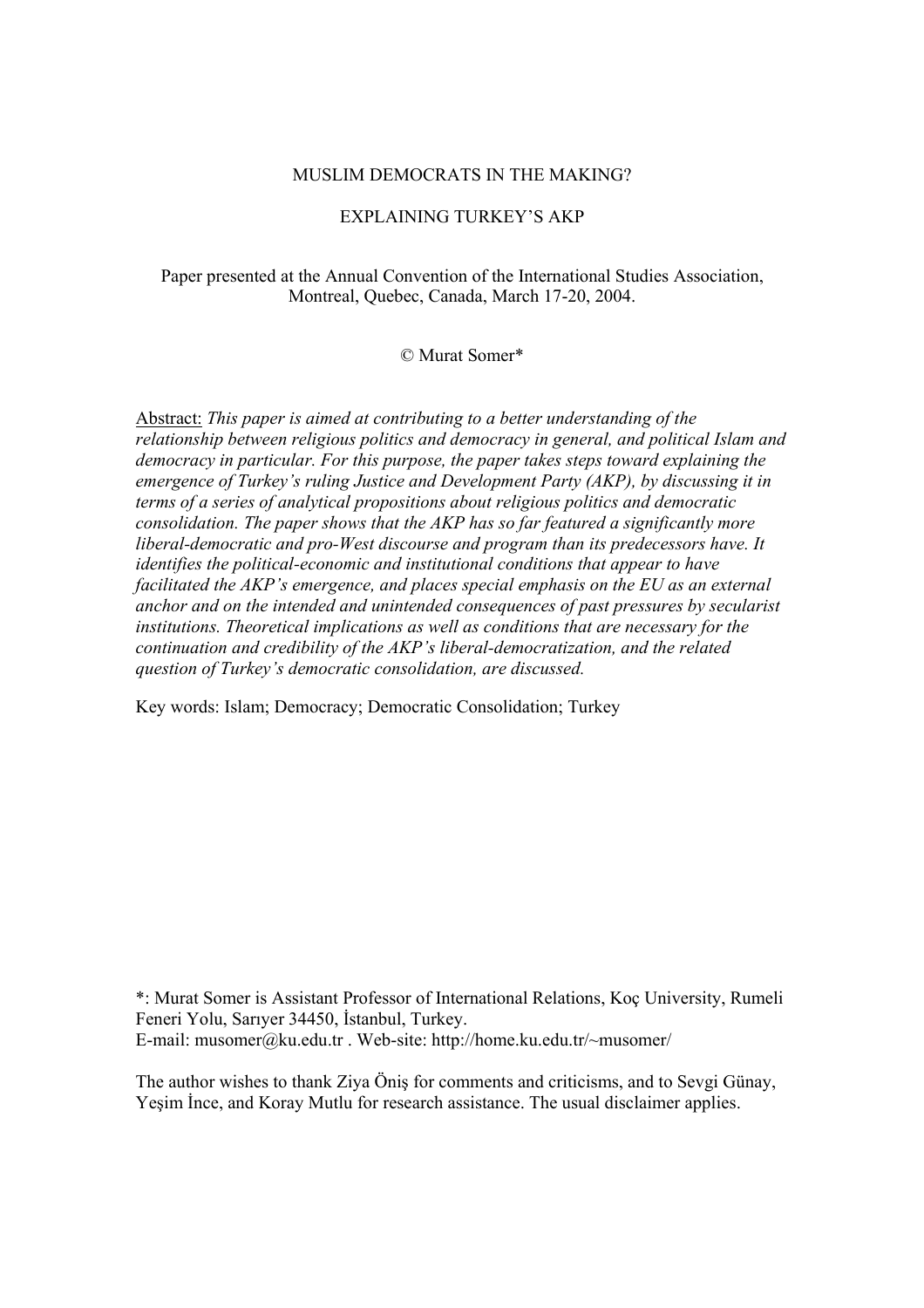# MUSLIM DEMOCRATS IN THE MAKING?

## EXPLAINING TURKEY'S AKP

Paper presented at the Annual Convention of the International Studies Association, Montreal, Quebec, Canada, March 17-20, 2004.

© Murat Somer*

Abstract: *This paper is aimed at contributing to a better understanding of the relationship between religious politics and democracy in general, and political Islam and democracy in particular. For this purpose, the paper takes steps toward explaining the emergence of Turkey's ruling Justice and Development Party (AKP), by discussing it in terms of a series of analytical propositions about religious politics and democratic consolidation. The paper shows that the AKP has so far featured a significantly more liberal-democratic and pro-West discourse and program than its predecessors have. It identifies the political-economic and institutional conditions that appear to have facilitated the AKP's emergence, and places special emphasis on the EU as an external anchor and on the intended and unintended consequences of past pressures by secularist institutions. Theoretical implications as well as conditions that are necessary for the continuation and credibility of the AKP's liberal-democratization, and the related question of Turkey's democratic consolidation, are discussed.*

Key words: Islam; Democracy; Democratic Consolidation; Turkey

*: Murat Somer is Assistant Professor of International Relations, Koç University, Rumeli Feneri Yolu, Sarıyer 34450, İstanbul, Turkey.
E-mail: musomer@ku.edu.tr . Web-site: http://home.ku.edu.tr/~musomer/

The author wishes to thank Ziya Öniş for comments and criticisms, and to Sevgi Günay, Yeşim İnce, and Koray Mutlu for research assistance. The usual disclaimer applies.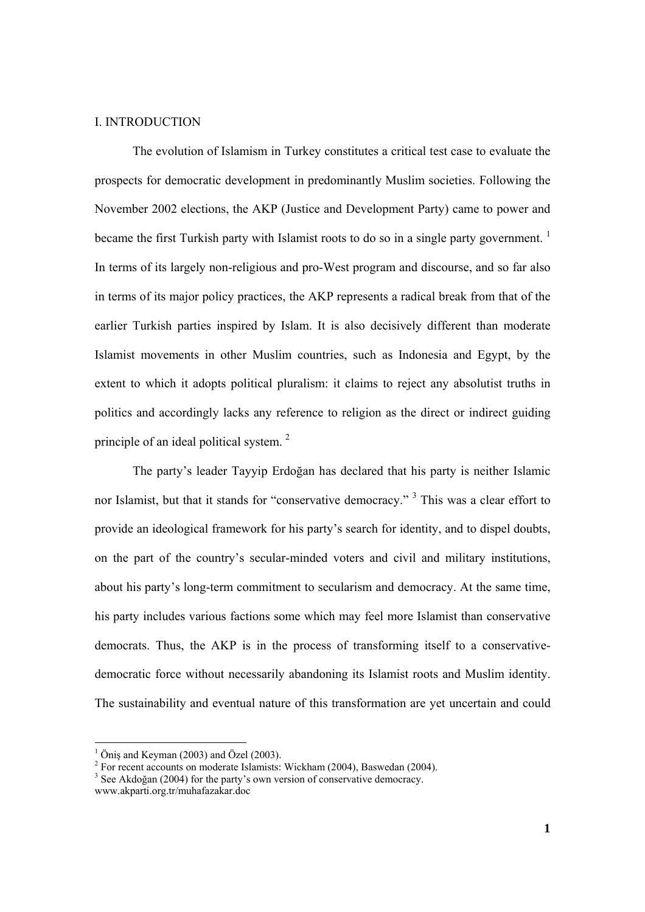## I. INTRODUCTION

The evolution of Islamism in Turkey constitutes a critical test case to evaluate the prospects for democratic development in predominantly Muslim societies. Following the November 2002 elections, the AKP (Justice and Development Party) came to power and became the first Turkish party with Islamist roots to do so in a single party government. [1] In terms of its largely non-religious and pro-West program and discourse, and so far also in terms of its major policy practices, the AKP represents a radical break from that of the earlier Turkish parties inspired by Islam. It is also decisively different than moderate Islamist movements in other Muslim countries, such as Indonesia and Egypt, by the extent to which it adopts political pluralism: it claims to reject any absolutist truths in politics and accordingly lacks any reference to religion as the direct or indirect guiding principle of an ideal political system. [2]

The party's leader Tayyip Erdoğan has declared that his party is neither Islamic nor Islamist, but that it stands for "conservative democracy." [3] This was a clear effort to provide an ideological framework for his party's search for identity, and to dispel doubts, on the part of the country's secular-minded voters and civil and military institutions, about his party's long-term commitment to secularism and democracy. At the same time, his party includes various factions some which may feel more Islamist than conservative democrats. Thus, the AKP is in the process of transforming itself to a conservative-democratic force without necessarily abandoning its Islamist roots and Muslim identity. The sustainability and eventual nature of this transformation are yet uncertain and could

---

[1] Öniş and Keyman (2003) and Özel (2003).

[2] For recent accounts on moderate Islamists: Wickham (2004), Baswedan (2004).

[3] See Akdoğan (2004) for the party's own version of conservative democracy. www.akparti.org.tr/muhafazakar.doc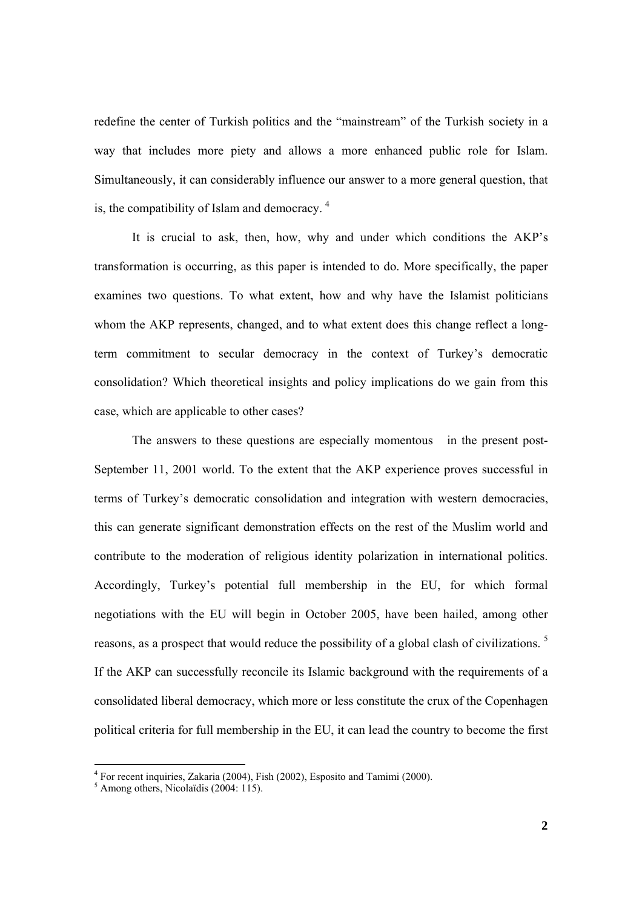redefine the center of Turkish politics and the "mainstream" of the Turkish society in a way that includes more piety and allows a more enhanced public role for Islam. Simultaneously, it can considerably influence our answer to a more general question, that is, the compatibility of Islam and democracy. [4]

It is crucial to ask, then, how, why and under which conditions the AKP's transformation is occurring, as this paper is intended to do. More specifically, the paper examines two questions. To what extent, how and why have the Islamist politicians whom the AKP represents, changed, and to what extent does this change reflect a long-term commitment to secular democracy in the context of Turkey's democratic consolidation? Which theoretical insights and policy implications do we gain from this case, which are applicable to other cases?

The answers to these questions are especially momentous in the present post-September 11, 2001 world. To the extent that the AKP experience proves successful in terms of Turkey's democratic consolidation and integration with western democracies, this can generate significant demonstration effects on the rest of the Muslim world and contribute to the moderation of religious identity polarization in international politics. Accordingly, Turkey's potential full membership in the EU, for which formal negotiations with the EU will begin in October 2005, have been hailed, among other reasons, as a prospect that would reduce the possibility of a global clash of civilizations. [5] If the AKP can successfully reconcile its Islamic background with the requirements of a consolidated liberal democracy, which more or less constitute the crux of the Copenhagen political criteria for full membership in the EU, it can lead the country to become the first

---

[4] For recent inquiries, Zakaria (2004), Fish (2002), Esposito and Tamimi (2000).

[5] Among others, Nicolaïdis (2004: 115).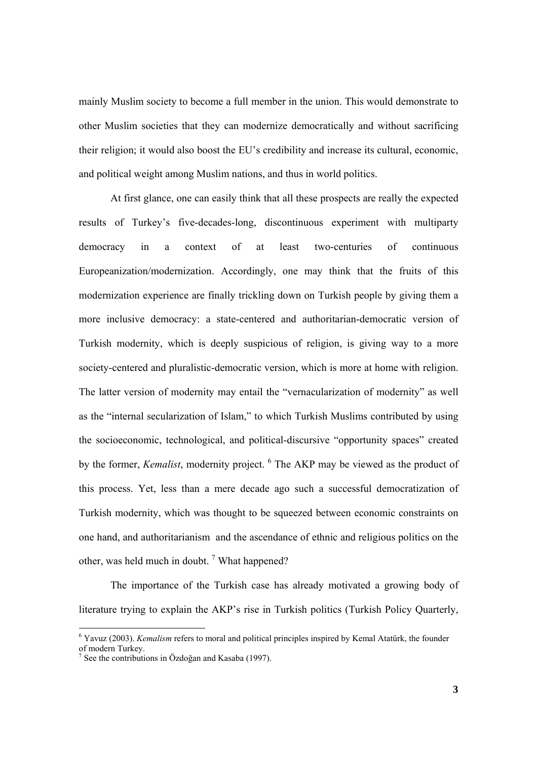mainly Muslim society to become a full member in the union. This would demonstrate to other Muslim societies that they can modernize democratically and without sacrificing their religion; it would also boost the EU's credibility and increase its cultural, economic, and political weight among Muslim nations, and thus in world politics.

At first glance, one can easily think that all these prospects are really the expected results of Turkey's five-decades-long, discontinuous experiment with multiparty democracy in a context of at least two-centuries of continuous Europeanization/modernization. Accordingly, one may think that the fruits of this modernization experience are finally trickling down on Turkish people by giving them a more inclusive democracy: a state-centered and authoritarian-democratic version of Turkish modernity, which is deeply suspicious of religion, is giving way to a more society-centered and pluralistic-democratic version, which is more at home with religion. The latter version of modernity may entail the "vernacularization of modernity" as well as the "internal secularization of Islam," to which Turkish Muslims contributed by using the socioeconomic, technological, and political-discursive "opportunity spaces" created by the former, *Kemalist*, modernity project. [6] The AKP may be viewed as the product of this process. Yet, less than a mere decade ago such a successful democratization of Turkish modernity, which was thought to be squeezed between economic constraints on one hand, and authoritarianism and the ascendance of ethnic and religious politics on the other, was held much in doubt. [7] What happened?

The importance of the Turkish case has already motivated a growing body of literature trying to explain the AKP's rise in Turkish politics (Turkish Policy Quarterly,

---

[6] Yavuz (2003). *Kemalism* refers to moral and political principles inspired by Kemal Atatürk, the founder of modern Turkey.

[7] See the contributions in Özdoğan and Kasaba (1997).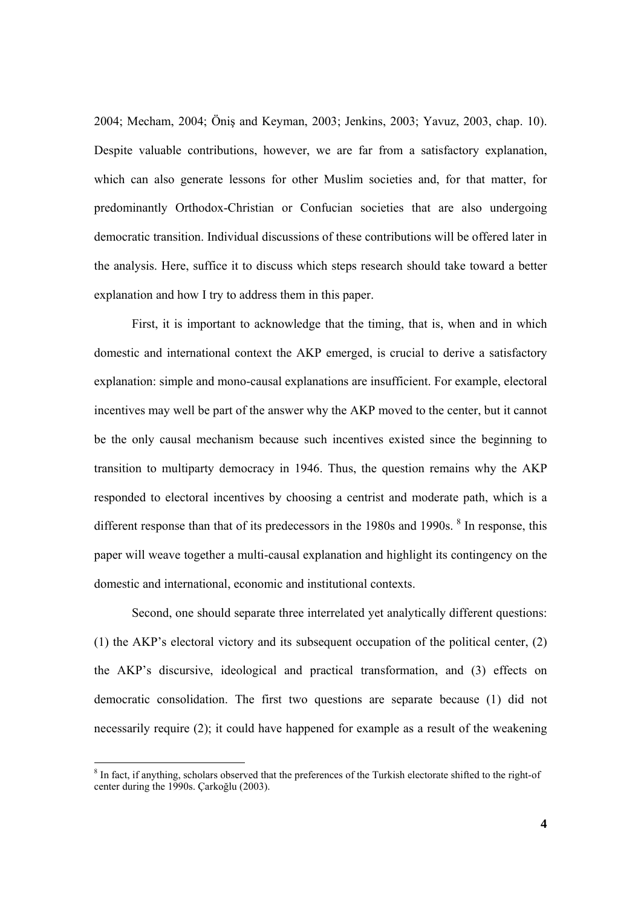2004; Mecham, 2004; Öniş and Keyman, 2003; Jenkins, 2003; Yavuz, 2003, chap. 10). Despite valuable contributions, however, we are far from a satisfactory explanation, which can also generate lessons for other Muslim societies and, for that matter, for predominantly Orthodox-Christian or Confucian societies that are also undergoing democratic transition. Individual discussions of these contributions will be offered later in the analysis. Here, suffice it to discuss which steps research should take toward a better explanation and how I try to address them in this paper.

First, it is important to acknowledge that the timing, that is, when and in which domestic and international context the AKP emerged, is crucial to derive a satisfactory explanation: simple and mono-causal explanations are insufficient. For example, electoral incentives may well be part of the answer why the AKP moved to the center, but it cannot be the only causal mechanism because such incentives existed since the beginning to transition to multiparty democracy in 1946. Thus, the question remains why the AKP responded to electoral incentives by choosing a centrist and moderate path, which is a different response than that of its predecessors in the 1980s and 1990s. [8] In response, this paper will weave together a multi-causal explanation and highlight its contingency on the domestic and international, economic and institutional contexts.

Second, one should separate three interrelated yet analytically different questions: (1) the AKP's electoral victory and its subsequent occupation of the political center, (2) the AKP's discursive, ideological and practical transformation, and (3) effects on democratic consolidation. The first two questions are separate because (1) did not necessarily require (2); it could have happened for example as a result of the weakening

[8] In fact, if anything, scholars observed that the preferences of the Turkish electorate shifted to the right-of center during the 1990s. Çarkoğlu (2003).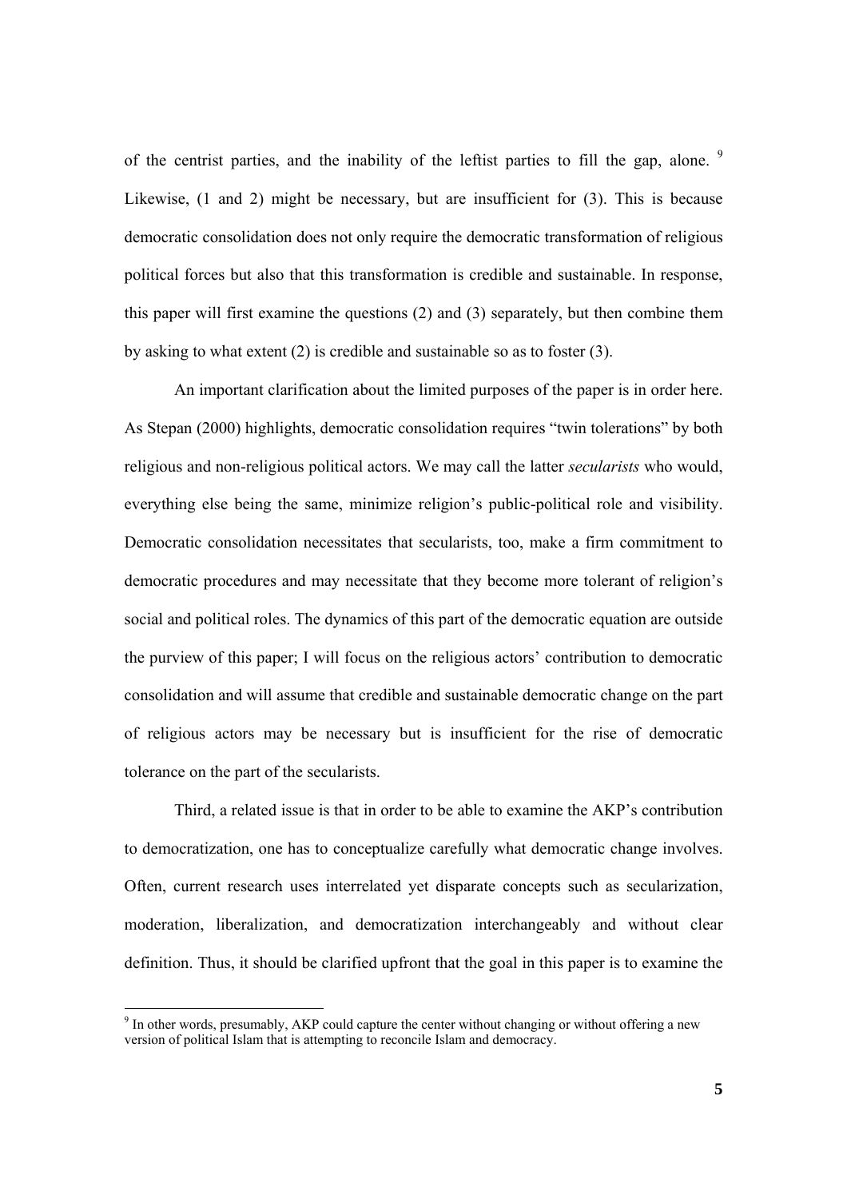of the centrist parties, and the inability of the leftist parties to fill the gap, alone. [9] Likewise, (1 and 2) might be necessary, but are insufficient for (3). This is because democratic consolidation does not only require the democratic transformation of religious political forces but also that this transformation is credible and sustainable. In response, this paper will first examine the questions (2) and (3) separately, but then combine them by asking to what extent (2) is credible and sustainable so as to foster (3).

An important clarification about the limited purposes of the paper is in order here. As Stepan (2000) highlights, democratic consolidation requires "twin tolerations" by both religious and non-religious political actors. We may call the latter *secularists* who would, everything else being the same, minimize religion's public-political role and visibility. Democratic consolidation necessitates that secularists, too, make a firm commitment to democratic procedures and may necessitate that they become more tolerant of religion's social and political roles. The dynamics of this part of the democratic equation are outside the purview of this paper; I will focus on the religious actors' contribution to democratic consolidation and will assume that credible and sustainable democratic change on the part of religious actors may be necessary but is insufficient for the rise of democratic tolerance on the part of the secularists.

Third, a related issue is that in order to be able to examine the AKP's contribution to democratization, one has to conceptualize carefully what democratic change involves. Often, current research uses interrelated yet disparate concepts such as secularization, moderation, liberalization, and democratization interchangeably and without clear definition. Thus, it should be clarified upfront that the goal in this paper is to examine the

[9] In other words, presumably, AKP could capture the center without changing or without offering a new version of political Islam that is attempting to reconcile Islam and democracy.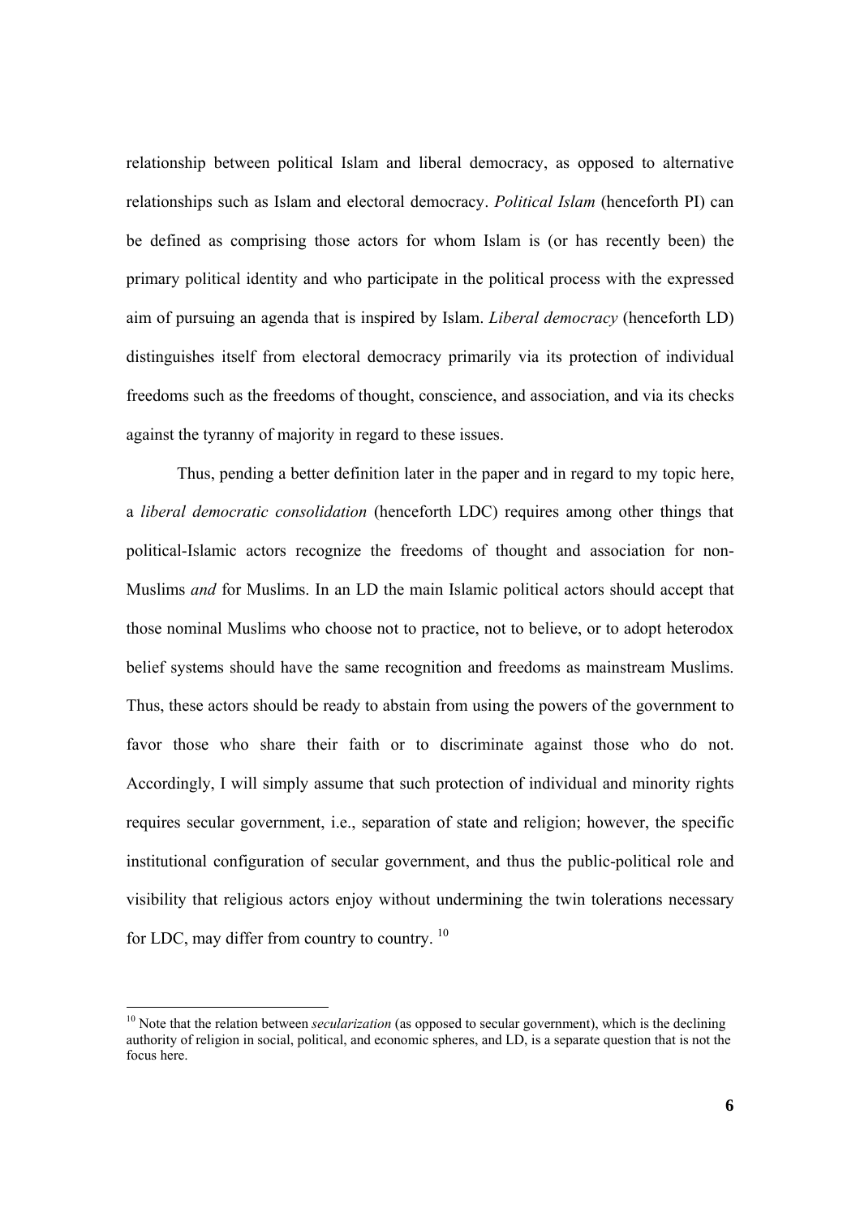relationship between political Islam and liberal democracy, as opposed to alternative relationships such as Islam and electoral democracy. *Political Islam* (henceforth PI) can be defined as comprising those actors for whom Islam is (or has recently been) the primary political identity and who participate in the political process with the expressed aim of pursuing an agenda that is inspired by Islam. *Liberal democracy* (henceforth LD) distinguishes itself from electoral democracy primarily via its protection of individual freedoms such as the freedoms of thought, conscience, and association, and via its checks against the tyranny of majority in regard to these issues.

Thus, pending a better definition later in the paper and in regard to my topic here, a *liberal democratic consolidation* (henceforth LDC) requires among other things that political-Islamic actors recognize the freedoms of thought and association for non-Muslims *and* for Muslims. In an LD the main Islamic political actors should accept that those nominal Muslims who choose not to practice, not to believe, or to adopt heterodox belief systems should have the same recognition and freedoms as mainstream Muslims. Thus, these actors should be ready to abstain from using the powers of the government to favor those who share their faith or to discriminate against those who do not. Accordingly, I will simply assume that such protection of individual and minority rights requires secular government, i.e., separation of state and religion; however, the specific institutional configuration of secular government, and thus the public-political role and visibility that religious actors enjoy without undermining the twin tolerations necessary for LDC, may differ from country to country. [10]

[10] Note that the relation between *secularization* (as opposed to secular government), which is the declining authority of religion in social, political, and economic spheres, and LD, is a separate question that is not the focus here.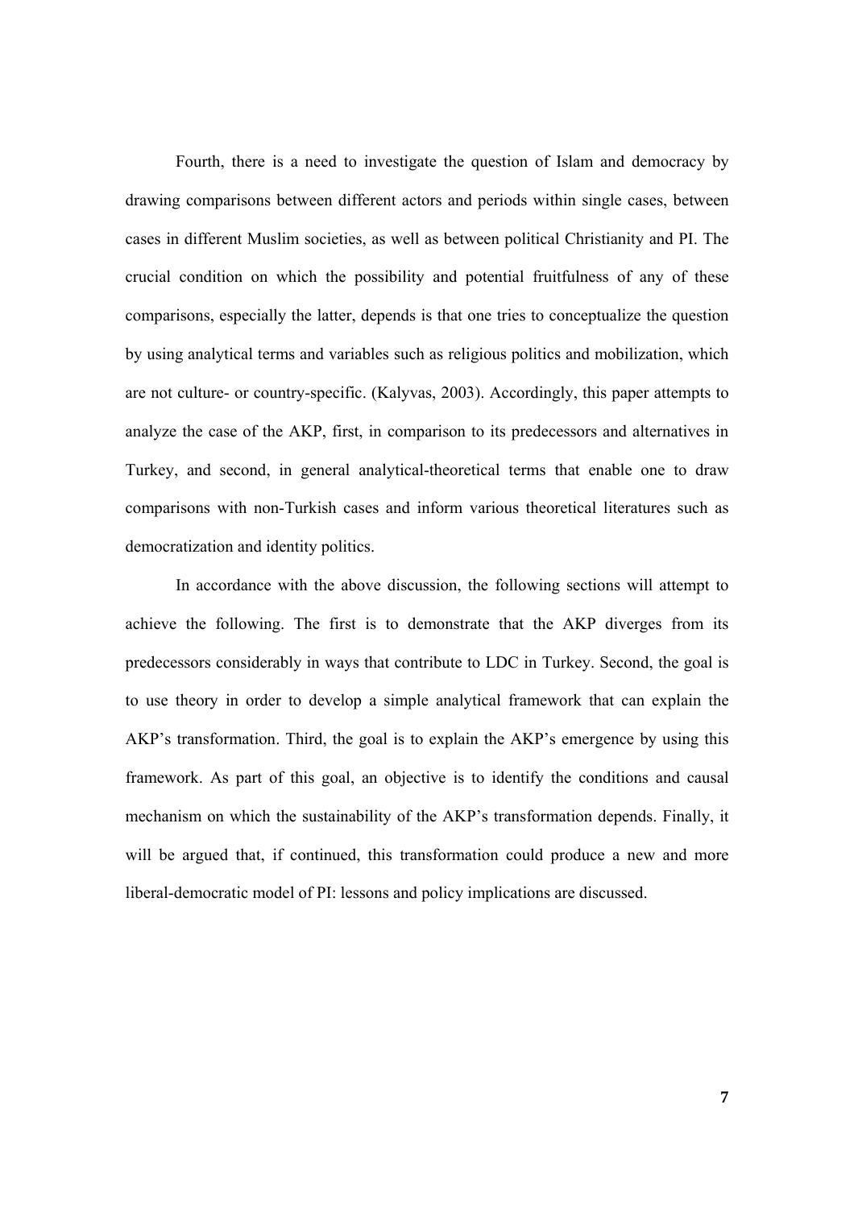Fourth, there is a need to investigate the question of Islam and democracy by drawing comparisons between different actors and periods within single cases, between cases in different Muslim societies, as well as between political Christianity and PI. The crucial condition on which the possibility and potential fruitfulness of any of these comparisons, especially the latter, depends is that one tries to conceptualize the question by using analytical terms and variables such as religious politics and mobilization, which are not culture- or country-specific. (Kalyvas, 2003). Accordingly, this paper attempts to analyze the case of the AKP, first, in comparison to its predecessors and alternatives in Turkey, and second, in general analytical-theoretical terms that enable one to draw comparisons with non-Turkish cases and inform various theoretical literatures such as democratization and identity politics.

In accordance with the above discussion, the following sections will attempt to achieve the following. The first is to demonstrate that the AKP diverges from its predecessors considerably in ways that contribute to LDC in Turkey. Second, the goal is to use theory in order to develop a simple analytical framework that can explain the AKP's transformation. Third, the goal is to explain the AKP's emergence by using this framework. As part of this goal, an objective is to identify the conditions and causal mechanism on which the sustainability of the AKP's transformation depends. Finally, it will be argued that, if continued, this transformation could produce a new and more liberal-democratic model of PI: lessons and policy implications are discussed.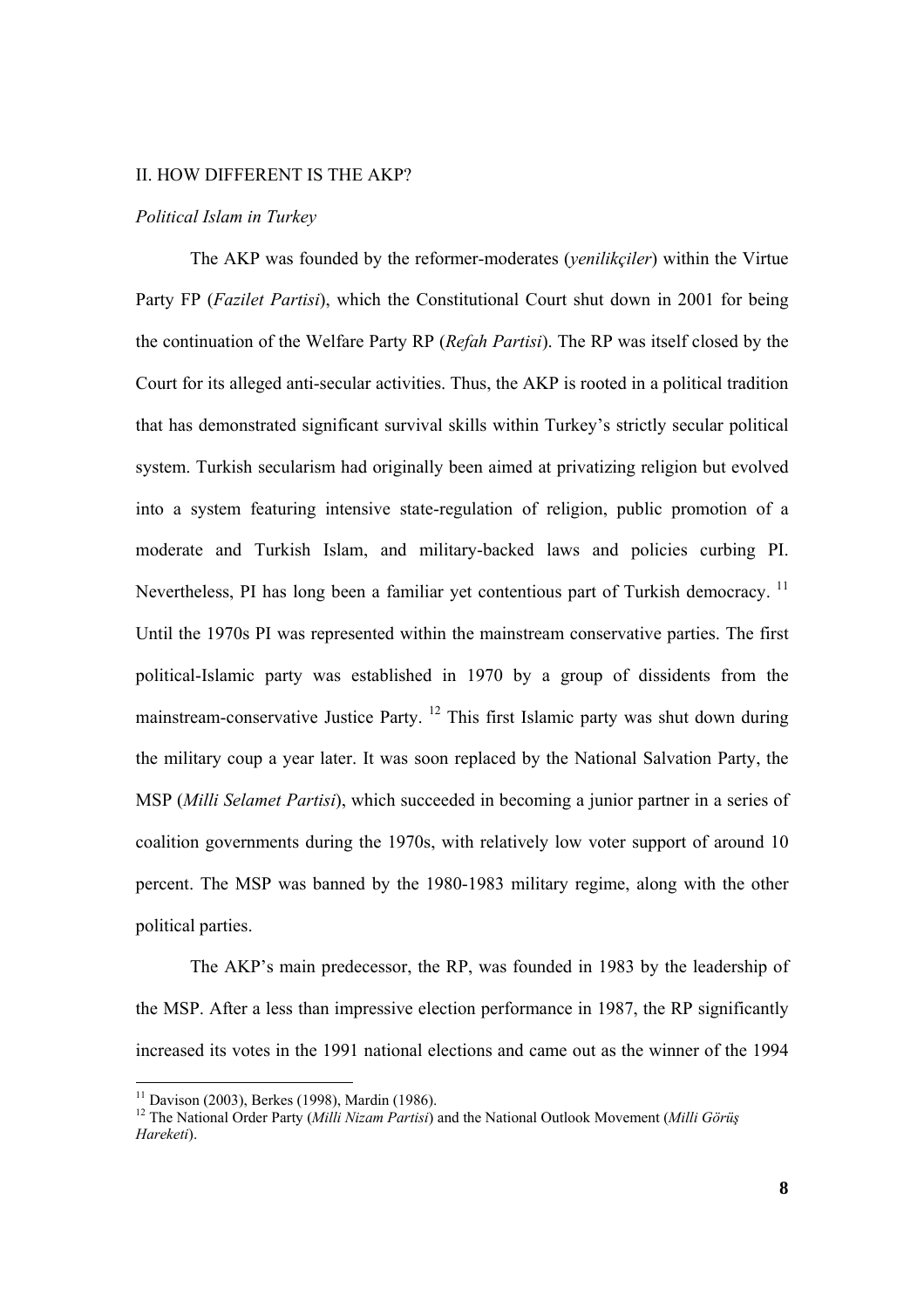## II. HOW DIFFERENT IS THE AKP?

### *Political Islam in Turkey*

The AKP was founded by the reformer-moderates (*yenilikçiler*) within the Virtue Party FP (*Fazilet Partisi*), which the Constitutional Court shut down in 2001 for being the continuation of the Welfare Party RP (*Refah Partisi*). The RP was itself closed by the Court for its alleged anti-secular activities. Thus, the AKP is rooted in a political tradition that has demonstrated significant survival skills within Turkey's strictly secular political system. Turkish secularism had originally been aimed at privatizing religion but evolved into a system featuring intensive state-regulation of religion, public promotion of a moderate and Turkish Islam, and military-backed laws and policies curbing PI. Nevertheless, PI has long been a familiar yet contentious part of Turkish democracy. [11] Until the 1970s PI was represented within the mainstream conservative parties. The first political-Islamic party was established in 1970 by a group of dissidents from the mainstream-conservative Justice Party. [12] This first Islamic party was shut down during the military coup a year later. It was soon replaced by the National Salvation Party, the MSP (*Milli Selamet Partisi*), which succeeded in becoming a junior partner in a series of coalition governments during the 1970s, with relatively low voter support of around 10 percent. The MSP was banned by the 1980-1983 military regime, along with the other political parties.

The AKP's main predecessor, the RP, was founded in 1983 by the leadership of the MSP. After a less than impressive election performance in 1987, the RP significantly increased its votes in the 1991 national elections and came out as the winner of the 1994

---

[11] Davison (2003), Berkes (1998), Mardin (1986).

[12] The National Order Party (*Milli Nizam Partisi*) and the National Outlook Movement (*Milli Görüş Hareketi*).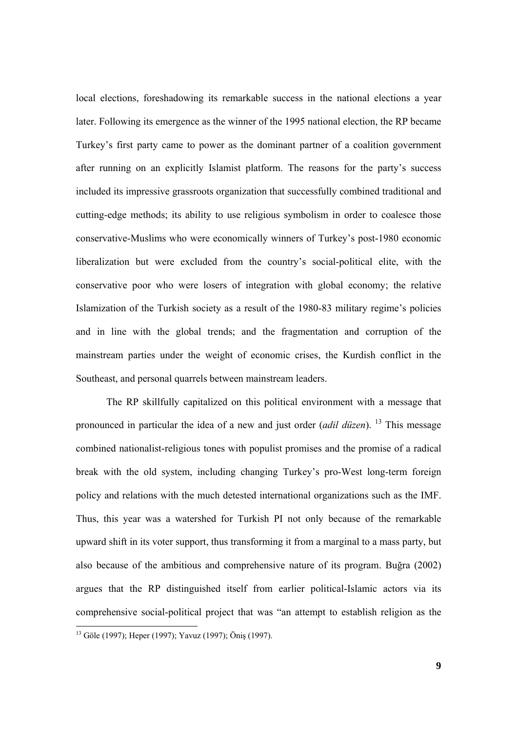local elections, foreshadowing its remarkable success in the national elections a year later. Following its emergence as the winner of the 1995 national election, the RP became Turkey's first party came to power as the dominant partner of a coalition government after running on an explicitly Islamist platform. The reasons for the party's success included its impressive grassroots organization that successfully combined traditional and cutting-edge methods; its ability to use religious symbolism in order to coalesce those conservative-Muslims who were economically winners of Turkey's post-1980 economic liberalization but were excluded from the country's social-political elite, with the conservative poor who were losers of integration with global economy; the relative Islamization of the Turkish society as a result of the 1980-83 military regime's policies and in line with the global trends; and the fragmentation and corruption of the mainstream parties under the weight of economic crises, the Kurdish conflict in the Southeast, and personal quarrels between mainstream leaders.

The RP skillfully capitalized on this political environment with a message that pronounced in particular the idea of a new and just order (*adil düzen*). [13] This message combined nationalist-religious tones with populist promises and the promise of a radical break with the old system, including changing Turkey's pro-West long-term foreign policy and relations with the much detested international organizations such as the IMF. Thus, this year was a watershed for Turkish PI not only because of the remarkable upward shift in its voter support, thus transforming it from a marginal to a mass party, but also because of the ambitious and comprehensive nature of its program. Buğra (2002) argues that the RP distinguished itself from earlier political-Islamic actors via its comprehensive social-political project that was "an attempt to establish religion as the

[13] Göle (1997); Heper (1997); Yavuz (1997); Öniş (1997).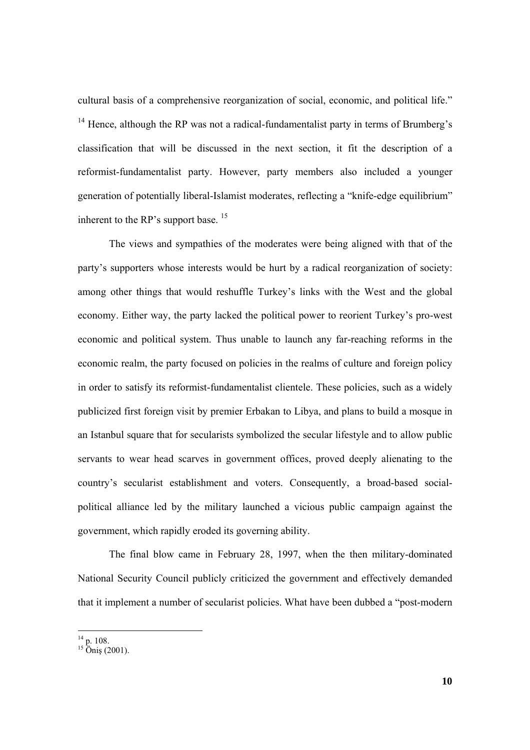cultural basis of a comprehensive reorganization of social, economic, and political life." [14] Hence, although the RP was not a radical-fundamentalist party in terms of Brumberg's classification that will be discussed in the next section, it fit the description of a reformist-fundamentalist party. However, party members also included a younger generation of potentially liberal-Islamist moderates, reflecting a "knife-edge equilibrium" inherent to the RP's support base. [15]

The views and sympathies of the moderates were being aligned with that of the party's supporters whose interests would be hurt by a radical reorganization of society: among other things that would reshuffle Turkey's links with the West and the global economy. Either way, the party lacked the political power to reorient Turkey's pro-west economic and political system. Thus unable to launch any far-reaching reforms in the economic realm, the party focused on policies in the realms of culture and foreign policy in order to satisfy its reformist-fundamentalist clientele. These policies, such as a widely publicized first foreign visit by premier Erbakan to Libya, and plans to build a mosque in an Istanbul square that for secularists symbolized the secular lifestyle and to allow public servants to wear head scarves in government offices, proved deeply alienating to the country's secularist establishment and voters. Consequently, a broad-based social-political alliance led by the military launched a vicious public campaign against the government, which rapidly eroded its governing ability.

The final blow came in February 28, 1997, when the then military-dominated National Security Council publicly criticized the government and effectively demanded that it implement a number of secularist policies. What have been dubbed a "post-modern

---

[14] p. 108.

[15] Öniş (2001).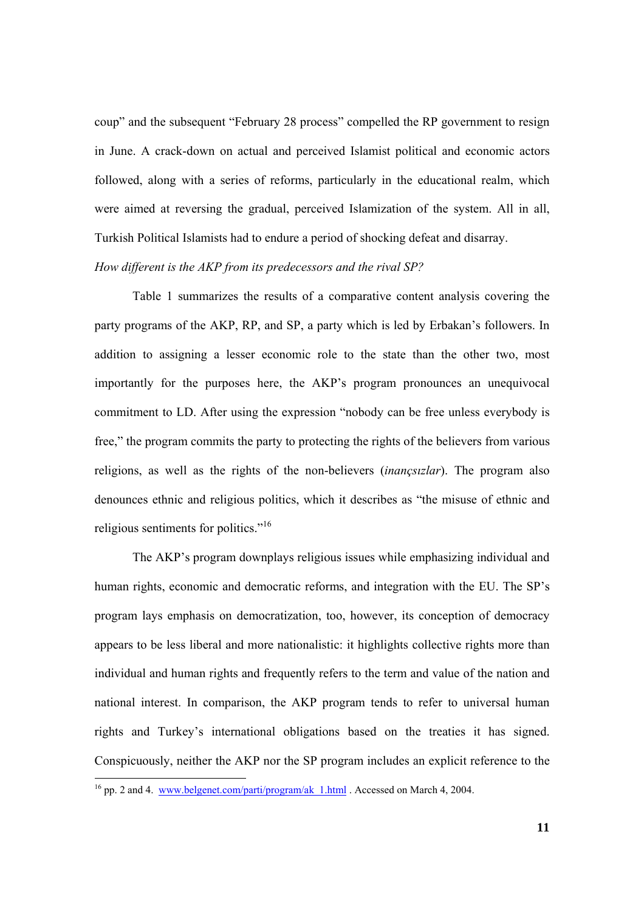coup" and the subsequent "February 28 process" compelled the RP government to resign in June. A crack-down on actual and perceived Islamist political and economic actors followed, along with a series of reforms, particularly in the educational realm, which were aimed at reversing the gradual, perceived Islamization of the system. All in all, Turkish Political Islamists had to endure a period of shocking defeat and disarray.

*How different is the AKP from its predecessors and the rival SP?*

Table 1 summarizes the results of a comparative content analysis covering the party programs of the AKP, RP, and SP, a party which is led by Erbakan's followers. In addition to assigning a lesser economic role to the state than the other two, most importantly for the purposes here, the AKP's program pronounces an unequivocal commitment to LD. After using the expression "nobody can be free unless everybody is free," the program commits the party to protecting the rights of the believers from various religions, as well as the rights of the non-believers (*inançsızlar*). The program also denounces ethnic and religious politics, which it describes as "the misuse of ethnic and religious sentiments for politics."[16]

The AKP's program downplays religious issues while emphasizing individual and human rights, economic and democratic reforms, and integration with the EU. The SP's program lays emphasis on democratization, too, however, its conception of democracy appears to be less liberal and more nationalistic: it highlights collective rights more than individual and human rights and frequently refers to the term and value of the nation and national interest. In comparison, the AKP program tends to refer to universal human rights and Turkey's international obligations based on the treaties it has signed. Conspicuously, neither the AKP nor the SP program includes an explicit reference to the

[16] pp. 2 and 4. www.belgenet.com/parti/program/ak_1.html . Accessed on March 4, 2004.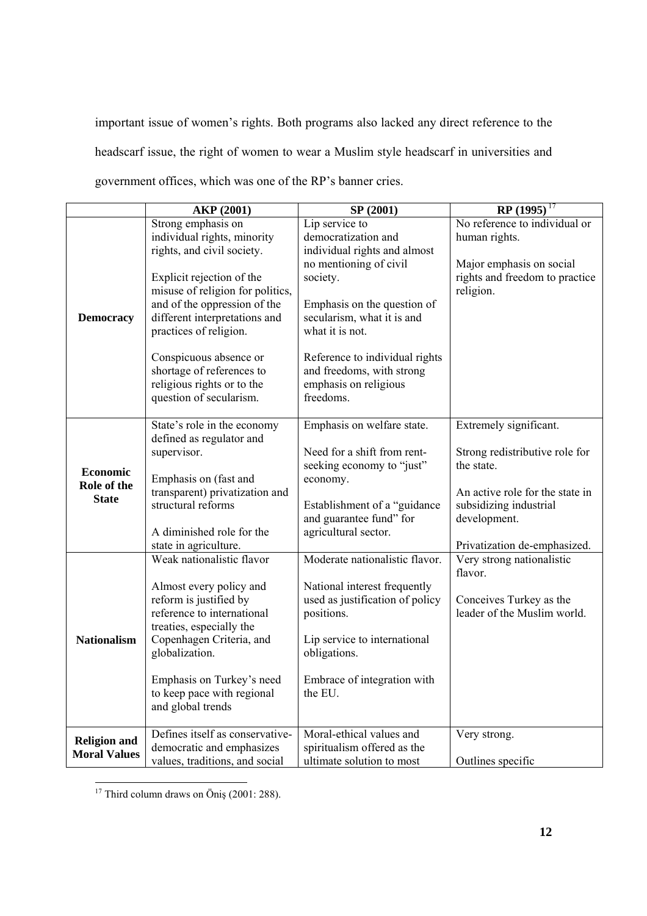important issue of women's rights. Both programs also lacked any direct reference to the headscarf issue, the right of women to wear a Muslim style headscarf in universities and government offices, which was one of the RP's banner cries.

| | AKP (2001) | SP (2001) | RP (1995)[17] |
|---|---|---|---|
| **Democracy** | Strong emphasis on individual rights, minority rights, and civil society.<br><br>Explicit rejection of the misuse of religion for politics, and of the oppression of the different interpretations and practices of religion.<br><br>Conspicuous absence or shortage of references to religious rights or to the question of secularism. | Lip service to democratization and individual rights and almost no mentioning of civil society.<br><br>Emphasis on the question of secularism, what it is and what it is not.<br><br>Reference to individual rights and freedoms, with strong emphasis on religious freedoms. | No reference to individual or human rights.<br><br>Major emphasis on social rights and freedom to practice religion. |
| **Economic Role of the State** | State's role in the economy defined as regulator and supervisor.<br><br>Emphasis on (fast and transparent) privatization and structural reforms<br><br>A diminished role for the state in agriculture. | Emphasis on welfare state.<br><br>Need for a shift from rent-seeking economy to "just" economy.<br><br>Establishment of a "guidance and guarantee fund" for agricultural sector. | Extremely significant.<br><br>Strong redistributive role for the state.<br><br>An active role for the state in subsidizing industrial development.<br><br>Privatization de-emphasized. |
| **Nationalism** | Weak nationalistic flavor<br><br>Almost every policy and reform is justified by reference to international treaties, especially the Copenhagen Criteria, and globalization.<br><br>Emphasis on Turkey's need to keep pace with regional and global trends | Moderate nationalistic flavor.<br><br>National interest frequently used as justification of policy positions.<br><br>Lip service to international obligations.<br><br>Embrace of integration with the EU. | Very strong nationalistic flavor.<br><br>Conceives Turkey as the leader of the Muslim world. |
| **Religion and Moral Values** | Defines itself as conservative-democratic and emphasizes values, traditions, and social | Moral-ethical values and spiritualism offered as the ultimate solution to most | Very strong.<br><br>Outlines specific |

[17] Third column draws on Öniş (2001: 288).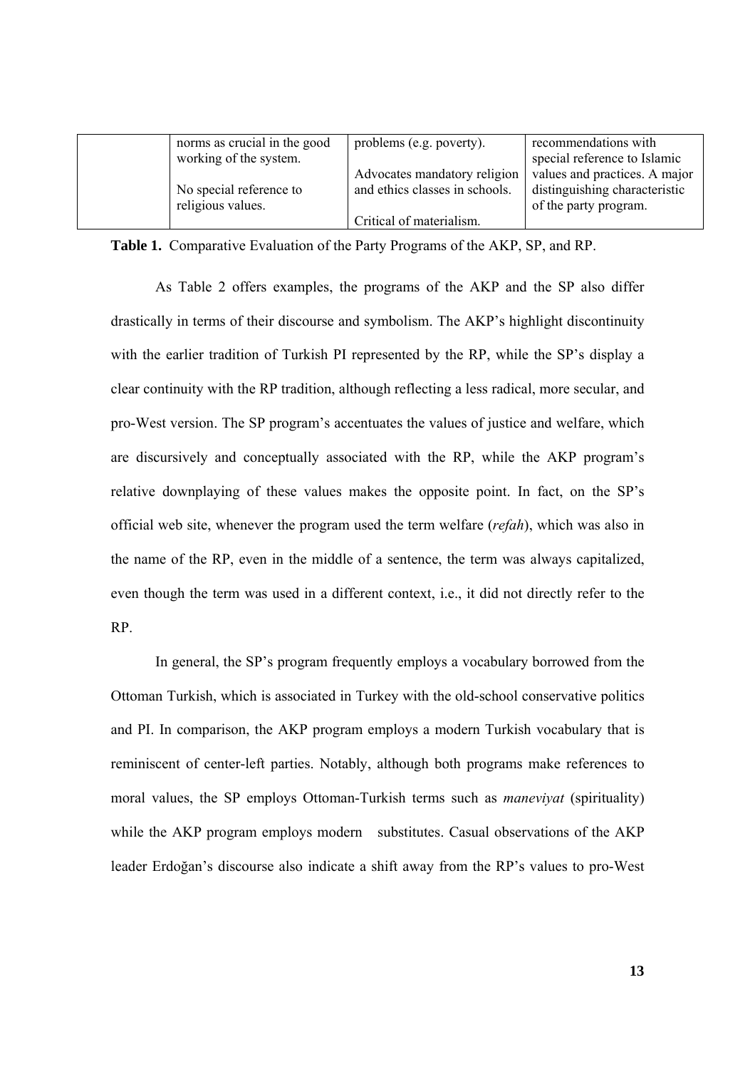|  | norms as crucial in the good working of the system.<br><br>No special reference to religious values. | problems (e.g. poverty).<br><br>Advocates mandatory religion and ethics classes in schools.<br><br>Critical of materialism. | recommendations with special reference to Islamic values and practices. A major distinguishing characteristic of the party program. |
|---|---|---|---|

**Table 1.** Comparative Evaluation of the Party Programs of the AKP, SP, and RP.

As Table 2 offers examples, the programs of the AKP and the SP also differ drastically in terms of their discourse and symbolism. The AKP's highlight discontinuity with the earlier tradition of Turkish PI represented by the RP, while the SP's display a clear continuity with the RP tradition, although reflecting a less radical, more secular, and pro-West version. The SP program's accentuates the values of justice and welfare, which are discursively and conceptually associated with the RP, while the AKP program's relative downplaying of these values makes the opposite point. In fact, on the SP's official web site, whenever the program used the term welfare (*refah*), which was also in the name of the RP, even in the middle of a sentence, the term was always capitalized, even though the term was used in a different context, i.e., it did not directly refer to the RP.

In general, the SP's program frequently employs a vocabulary borrowed from the Ottoman Turkish, which is associated in Turkey with the old-school conservative politics and PI. In comparison, the AKP program employs a modern Turkish vocabulary that is reminiscent of center-left parties. Notably, although both programs make references to moral values, the SP employs Ottoman-Turkish terms such as *maneviyat* (spirituality) while the AKP program employs modern substitutes. Casual observations of the AKP leader Erdoğan's discourse also indicate a shift away from the RP's values to pro-West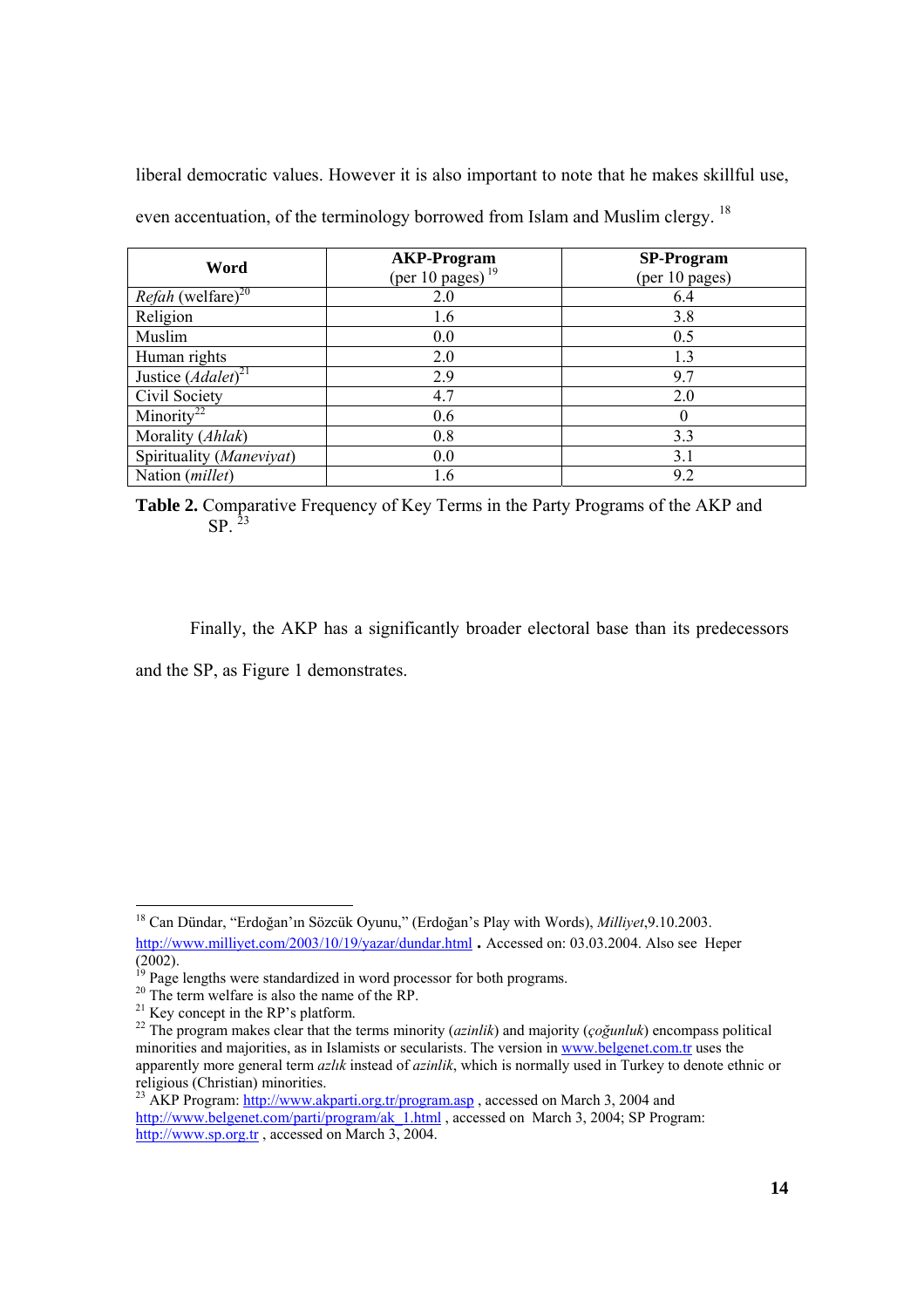liberal democratic values. However it is also important to note that he makes skillful use, even accentuation, of the terminology borrowed from Islam and Muslim clergy. [18]

| Word | **AKP-Program** (per 10 pages) [19] | **SP-Program** (per 10 pages) |
|---|---|---|
| *Refah* (welfare)[20] | 2.0 | 6.4 |
| Religion | 1.6 | 3.8 |
| Muslim | 0.0 | 0.5 |
| Human rights | 2.0 | 1.3 |
| Justice (*Adalet*)[21] | 2.9 | 9.7 |
| Civil Society | 4.7 | 2.0 |
| Minority[22] | 0.6 | 0 |
| Morality (*Ahlak*) | 0.8 | 3.3 |
| Spirituality (*Maneviyat*) | 0.0 | 3.1 |
| Nation (*millet*) | 1.6 | 9.2 |

**Table 2.** Comparative Frequency of Key Terms in the Party Programs of the AKP and SP. [23]

Finally, the AKP has a significantly broader electoral base than its predecessors and the SP, as Figure 1 demonstrates.

---

[18] Can Dündar, "Erdoğan'ın Sözcük Oyunu," (Erdoğan's Play with Words), *Milliyet*,9.10.2003. http://www.milliyet.com/2003/10/19/yazar/dundar.html . Accessed on: 03.03.2004. Also see Heper (2002).

[19] Page lengths were standardized in word processor for both programs.

[20] The term welfare is also the name of the RP.

[21] Key concept in the RP's platform.

[22] The program makes clear that the terms minority (*azinlik*) and majority (*çoğunluk*) encompass political minorities and majorities, as in Islamists or secularists. The version in www.belgenet.com.tr uses the apparently more general term *azlık* instead of *azinlik*, which is normally used in Turkey to denote ethnic or religious (Christian) minorities.

[23] AKP Program: http://www.akparti.org.tr/program.asp , accessed on March 3, 2004 and http://www.belgenet.com/parti/program/ak_1.html , accessed on March 3, 2004; SP Program: http://www.sp.org.tr , accessed on March 3, 2004.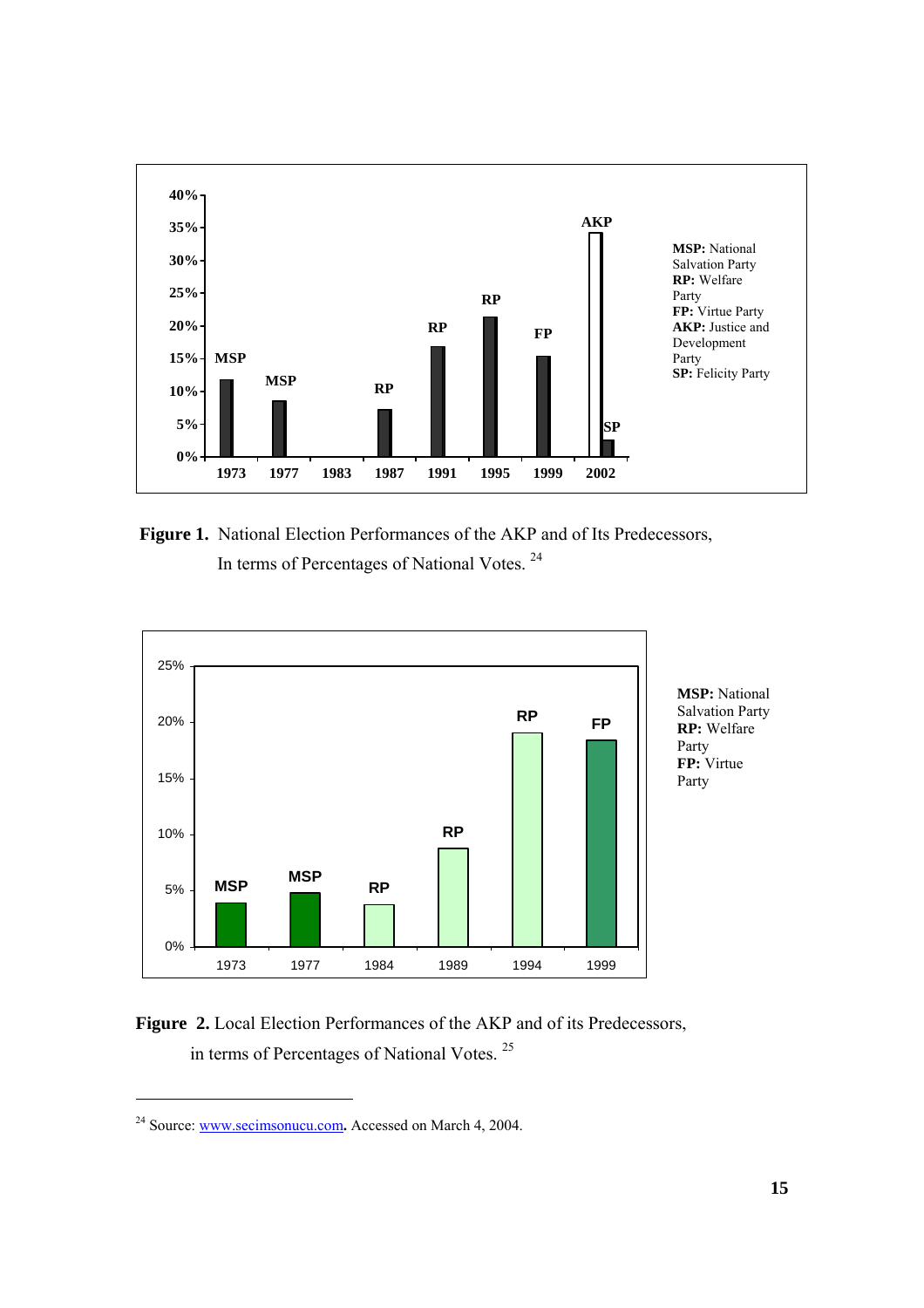**Figure 1.** National Election Performances of the AKP and of Its Predecessors, In terms of Percentages of National Votes. [24]

**Figure 2.** Local Election Performances of the AKP and of its Predecessors, in terms of Percentages of National Votes. [25]

[24] Source: www.secimsonucu.com**.** Accessed on March 4, 2004.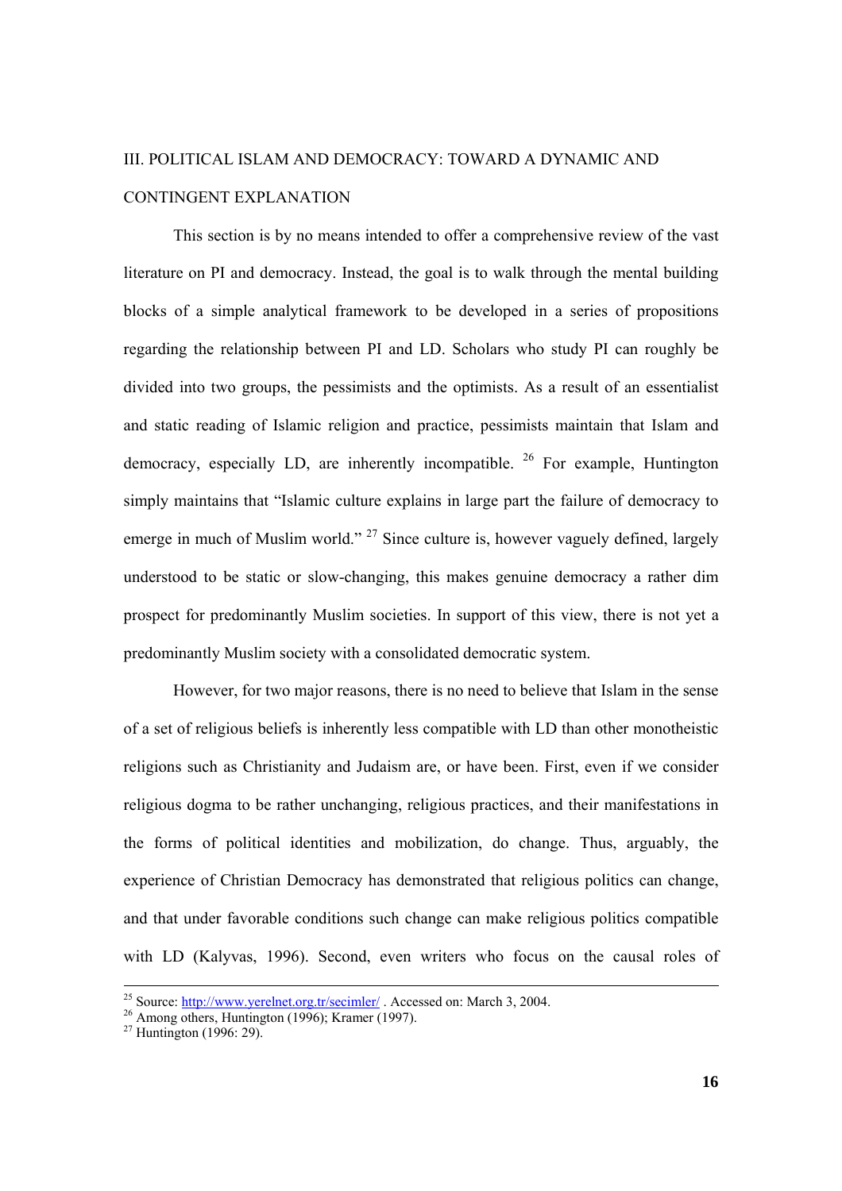## III. POLITICAL ISLAM AND DEMOCRACY: TOWARD A DYNAMIC AND CONTINGENT EXPLANATION

This section is by no means intended to offer a comprehensive review of the vast literature on PI and democracy. Instead, the goal is to walk through the mental building blocks of a simple analytical framework to be developed in a series of propositions regarding the relationship between PI and LD. Scholars who study PI can roughly be divided into two groups, the pessimists and the optimists. As a result of an essentialist and static reading of Islamic religion and practice, pessimists maintain that Islam and democracy, especially LD, are inherently incompatible. [26] For example, Huntington simply maintains that "Islamic culture explains in large part the failure of democracy to emerge in much of Muslim world." [27] Since culture is, however vaguely defined, largely understood to be static or slow-changing, this makes genuine democracy a rather dim prospect for predominantly Muslim societies. In support of this view, there is not yet a predominantly Muslim society with a consolidated democratic system.

However, for two major reasons, there is no need to believe that Islam in the sense of a set of religious beliefs is inherently less compatible with LD than other monotheistic religions such as Christianity and Judaism are, or have been. First, even if we consider religious dogma to be rather unchanging, religious practices, and their manifestations in the forms of political identities and mobilization, do change. Thus, arguably, the experience of Christian Democracy has demonstrated that religious politics can change, and that under favorable conditions such change can make religious politics compatible with LD (Kalyvas, 1996). Second, even writers who focus on the causal roles of

---

[25] Source: http://www.yerelnet.org.tr/secimler/ . Accessed on: March 3, 2004.

[26] Among others, Huntington (1996); Kramer (1997).

[27] Huntington (1996: 29).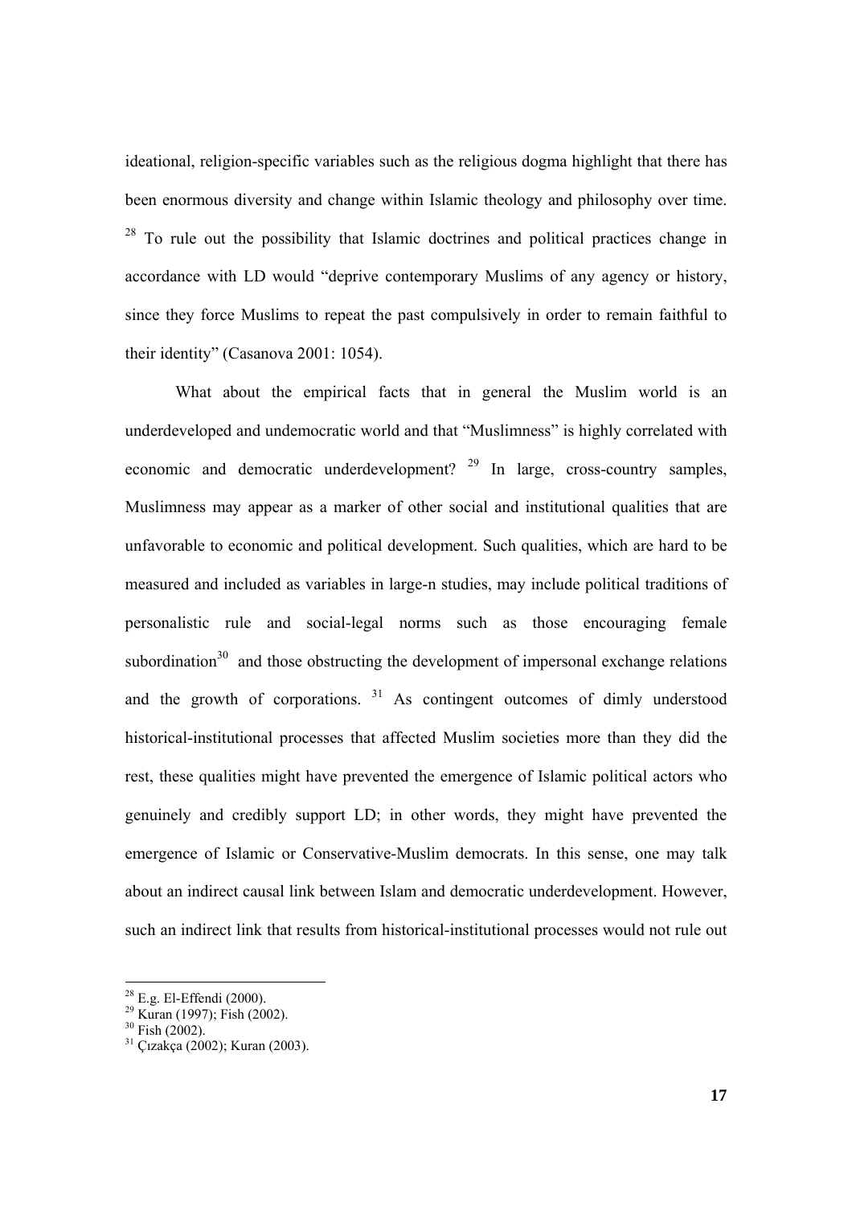ideational, religion-specific variables such as the religious dogma highlight that there has been enormous diversity and change within Islamic theology and philosophy over time. [28] To rule out the possibility that Islamic doctrines and political practices change in accordance with LD would "deprive contemporary Muslims of any agency or history, since they force Muslims to repeat the past compulsively in order to remain faithful to their identity" (Casanova 2001: 1054).

What about the empirical facts that in general the Muslim world is an underdeveloped and undemocratic world and that "Muslimness" is highly correlated with economic and democratic underdevelopment? [29] In large, cross-country samples, Muslimness may appear as a marker of other social and institutional qualities that are unfavorable to economic and political development. Such qualities, which are hard to be measured and included as variables in large-n studies, may include political traditions of personalistic rule and social-legal norms such as those encouraging female subordination[30] and those obstructing the development of impersonal exchange relations and the growth of corporations. [31] As contingent outcomes of dimly understood historical-institutional processes that affected Muslim societies more than they did the rest, these qualities might have prevented the emergence of Islamic political actors who genuinely and credibly support LD; in other words, they might have prevented the emergence of Islamic or Conservative-Muslim democrats. In this sense, one may talk about an indirect causal link between Islam and democratic underdevelopment. However, such an indirect link that results from historical-institutional processes would not rule out

[28] E.g. El-Effendi (2000).
[29] Kuran (1997); Fish (2002).
[30] Fish (2002).
[31] Çızakça (2002); Kuran (2003).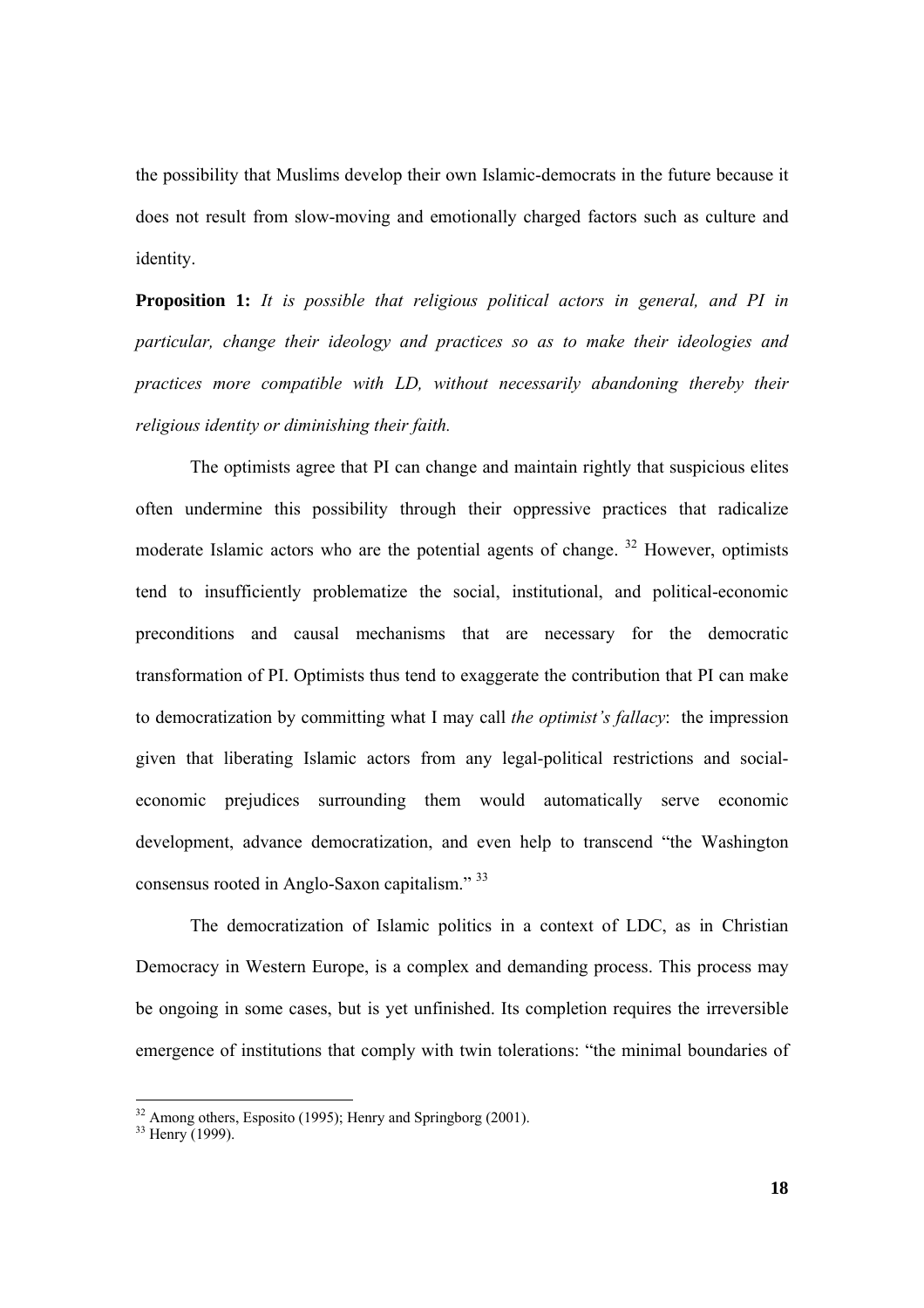the possibility that Muslims develop their own Islamic-democrats in the future because it does not result from slow-moving and emotionally charged factors such as culture and identity.

**Proposition 1:** *It is possible that religious political actors in general, and PI in particular, change their ideology and practices so as to make their ideologies and practices more compatible with LD, without necessarily abandoning thereby their religious identity or diminishing their faith.*

The optimists agree that PI can change and maintain rightly that suspicious elites often undermine this possibility through their oppressive practices that radicalize moderate Islamic actors who are the potential agents of change. [32] However, optimists tend to insufficiently problematize the social, institutional, and political-economic preconditions and causal mechanisms that are necessary for the democratic transformation of PI. Optimists thus tend to exaggerate the contribution that PI can make to democratization by committing what I may call *the optimist's fallacy*: the impression given that liberating Islamic actors from any legal-political restrictions and social-economic prejudices surrounding them would automatically serve economic development, advance democratization, and even help to transcend "the Washington consensus rooted in Anglo-Saxon capitalism." [33]

The democratization of Islamic politics in a context of LDC, as in Christian Democracy in Western Europe, is a complex and demanding process. This process may be ongoing in some cases, but is yet unfinished. Its completion requires the irreversible emergence of institutions that comply with twin tolerations: "the minimal boundaries of

[32] Among others, Esposito (1995); Henry and Springborg (2001).

[33] Henry (1999).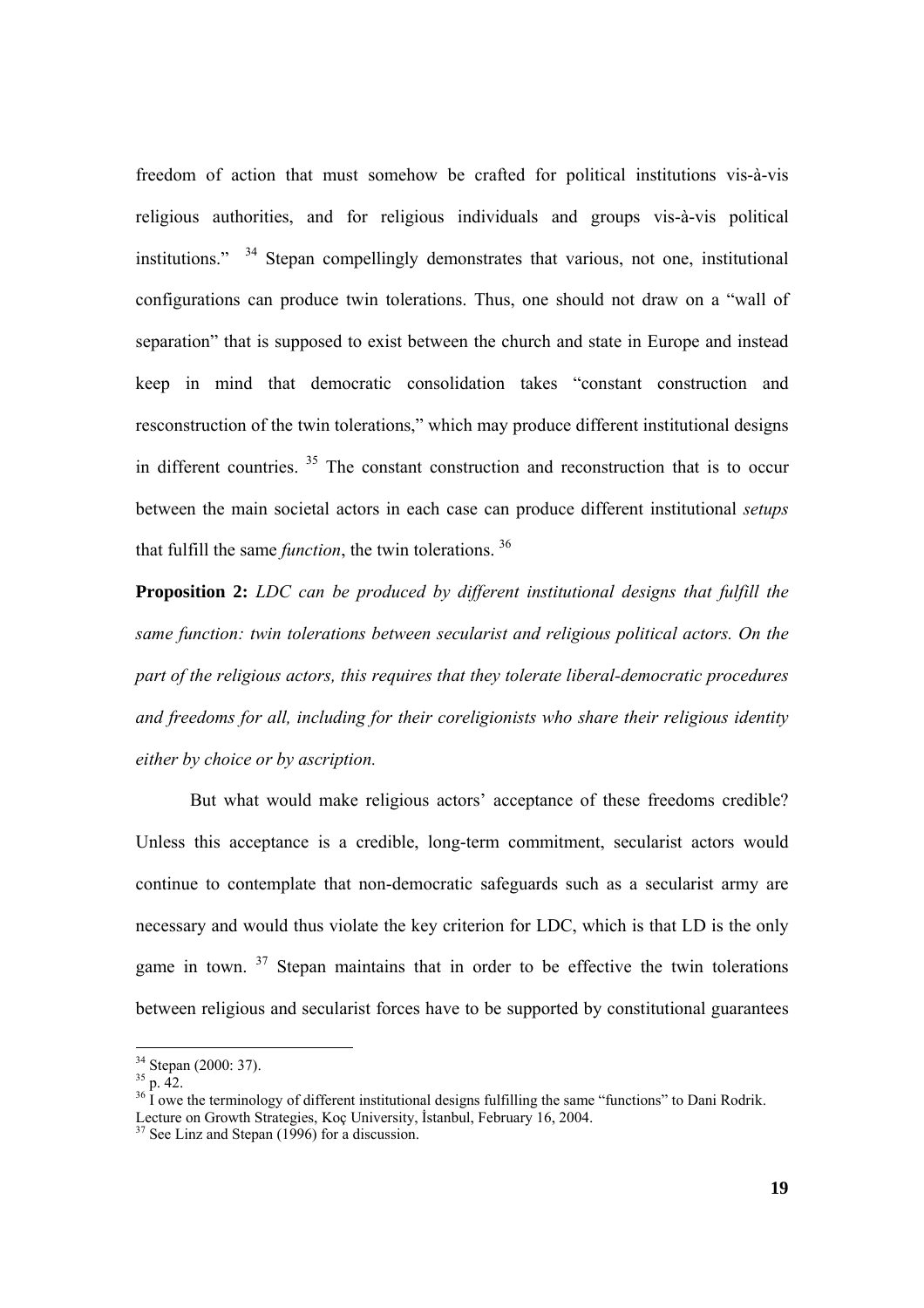freedom of action that must somehow be crafted for political institutions vis-à-vis religious authorities, and for religious individuals and groups vis-à-vis political institutions." [34] Stepan compellingly demonstrates that various, not one, institutional configurations can produce twin tolerations. Thus, one should not draw on a "wall of separation" that is supposed to exist between the church and state in Europe and instead keep in mind that democratic consolidation takes "constant construction and resconstruction of the twin tolerations," which may produce different institutional designs in different countries. [35] The constant construction and reconstruction that is to occur between the main societal actors in each case can produce different institutional *setups* that fulfill the same *function*, the twin tolerations. [36]

**Proposition 2:** *LDC can be produced by different institutional designs that fulfill the same function: twin tolerations between secularist and religious political actors. On the part of the religious actors, this requires that they tolerate liberal-democratic procedures and freedoms for all, including for their coreligionists who share their religious identity either by choice or by ascription.*

But what would make religious actors' acceptance of these freedoms credible? Unless this acceptance is a credible, long-term commitment, secularist actors would continue to contemplate that non-democratic safeguards such as a secularist army are necessary and would thus violate the key criterion for LDC, which is that LD is the only game in town. [37] Stepan maintains that in order to be effective the twin tolerations between religious and secularist forces have to be supported by constitutional guarantees

---

[34] Stepan (2000: 37).

[35] p. 42.

[36] I owe the terminology of different institutional designs fulfilling the same "functions" to Dani Rodrik. Lecture on Growth Strategies, Koç University, İstanbul, February 16, 2004.

[37] See Linz and Stepan (1996) for a discussion.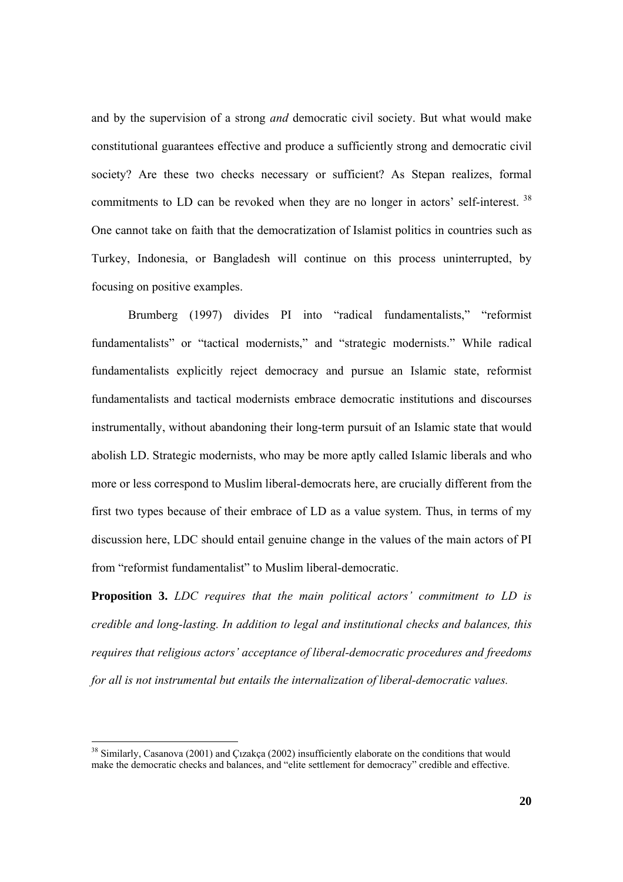and by the supervision of a strong *and* democratic civil society. But what would make constitutional guarantees effective and produce a sufficiently strong and democratic civil society? Are these two checks necessary or sufficient? As Stepan realizes, formal commitments to LD can be revoked when they are no longer in actors' self-interest. [38] One cannot take on faith that the democratization of Islamist politics in countries such as Turkey, Indonesia, or Bangladesh will continue on this process uninterrupted, by focusing on positive examples.

Brumberg (1997) divides PI into "radical fundamentalists," "reformist fundamentalists" or "tactical modernists," and "strategic modernists." While radical fundamentalists explicitly reject democracy and pursue an Islamic state, reformist fundamentalists and tactical modernists embrace democratic institutions and discourses instrumentally, without abandoning their long-term pursuit of an Islamic state that would abolish LD. Strategic modernists, who may be more aptly called Islamic liberals and who more or less correspond to Muslim liberal-democrats here, are crucially different from the first two types because of their embrace of LD as a value system. Thus, in terms of my discussion here, LDC should entail genuine change in the values of the main actors of PI from "reformist fundamentalist" to Muslim liberal-democratic.

**Proposition 3.** *LDC requires that the main political actors' commitment to LD is credible and long-lasting. In addition to legal and institutional checks and balances, this requires that religious actors' acceptance of liberal-democratic procedures and freedoms for all is not instrumental but entails the internalization of liberal-democratic values.*

[38] Similarly, Casanova (2001) and Çızakça (2002) insufficiently elaborate on the conditions that would make the democratic checks and balances, and "elite settlement for democracy" credible and effective.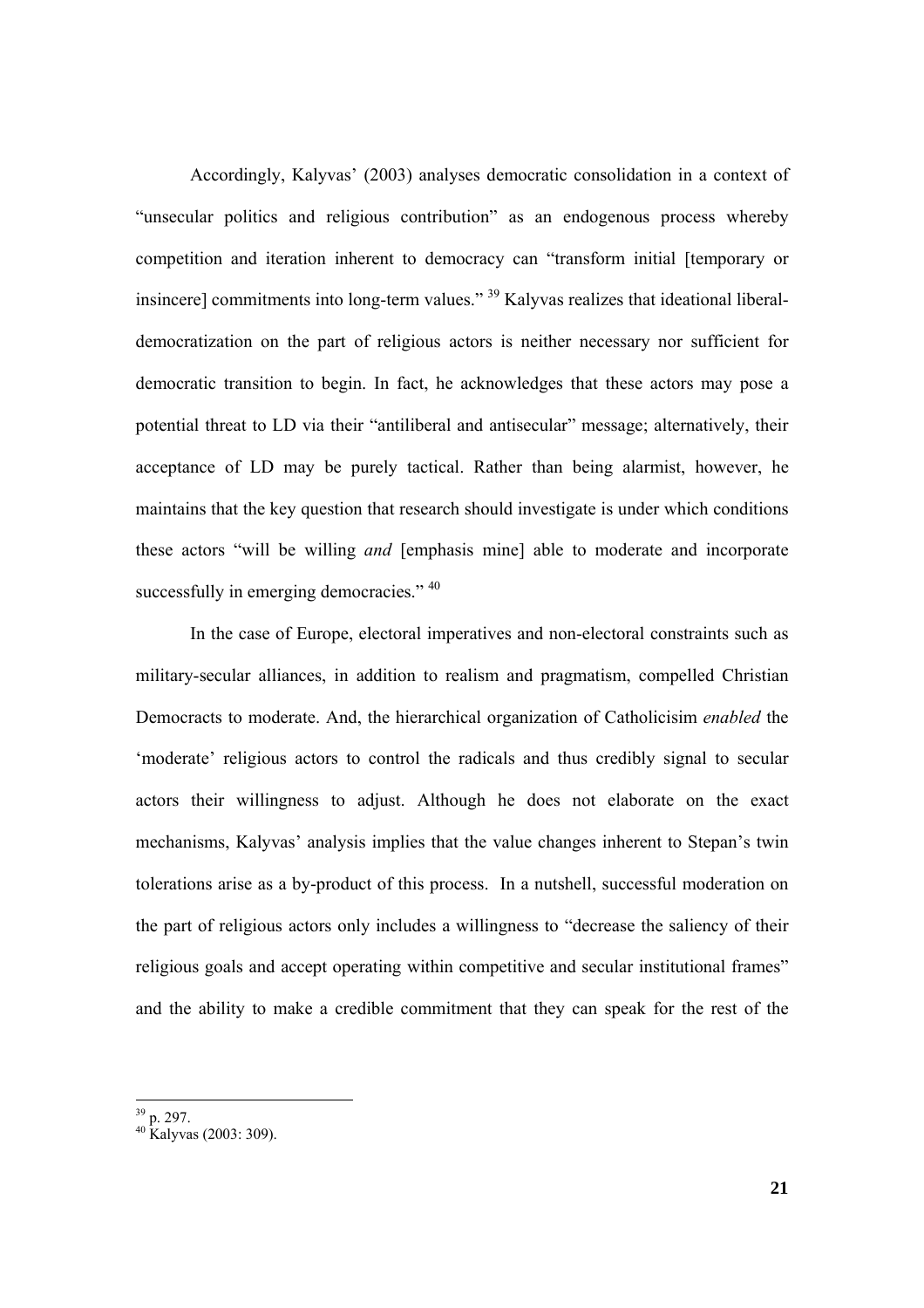Accordingly, Kalyvas' (2003) analyses democratic consolidation in a context of "unsecular politics and religious contribution" as an endogenous process whereby competition and iteration inherent to democracy can "transform initial [temporary or insincere] commitments into long-term values." [39] Kalyvas realizes that ideational liberal-democratization on the part of religious actors is neither necessary nor sufficient for democratic transition to begin. In fact, he acknowledges that these actors may pose a potential threat to LD via their "antiliberal and antisecular" message; alternatively, their acceptance of LD may be purely tactical. Rather than being alarmist, however, he maintains that the key question that research should investigate is under which conditions these actors "will be willing *and* [emphasis mine] able to moderate and incorporate successfully in emerging democracies." [40]

In the case of Europe, electoral imperatives and non-electoral constraints such as military-secular alliances, in addition to realism and pragmatism, compelled Christian Democracts to moderate. And, the hierarchical organization of Catholicisim *enabled* the 'moderate' religious actors to control the radicals and thus credibly signal to secular actors their willingness to adjust. Although he does not elaborate on the exact mechanisms, Kalyvas' analysis implies that the value changes inherent to Stepan's twin tolerations arise as a by-product of this process. In a nutshell, successful moderation on the part of religious actors only includes a willingness to "decrease the saliency of their religious goals and accept operating within competitive and secular institutional frames" and the ability to make a credible commitment that they can speak for the rest of the

---

[39] p. 297.

[40] Kalyvas (2003: 309).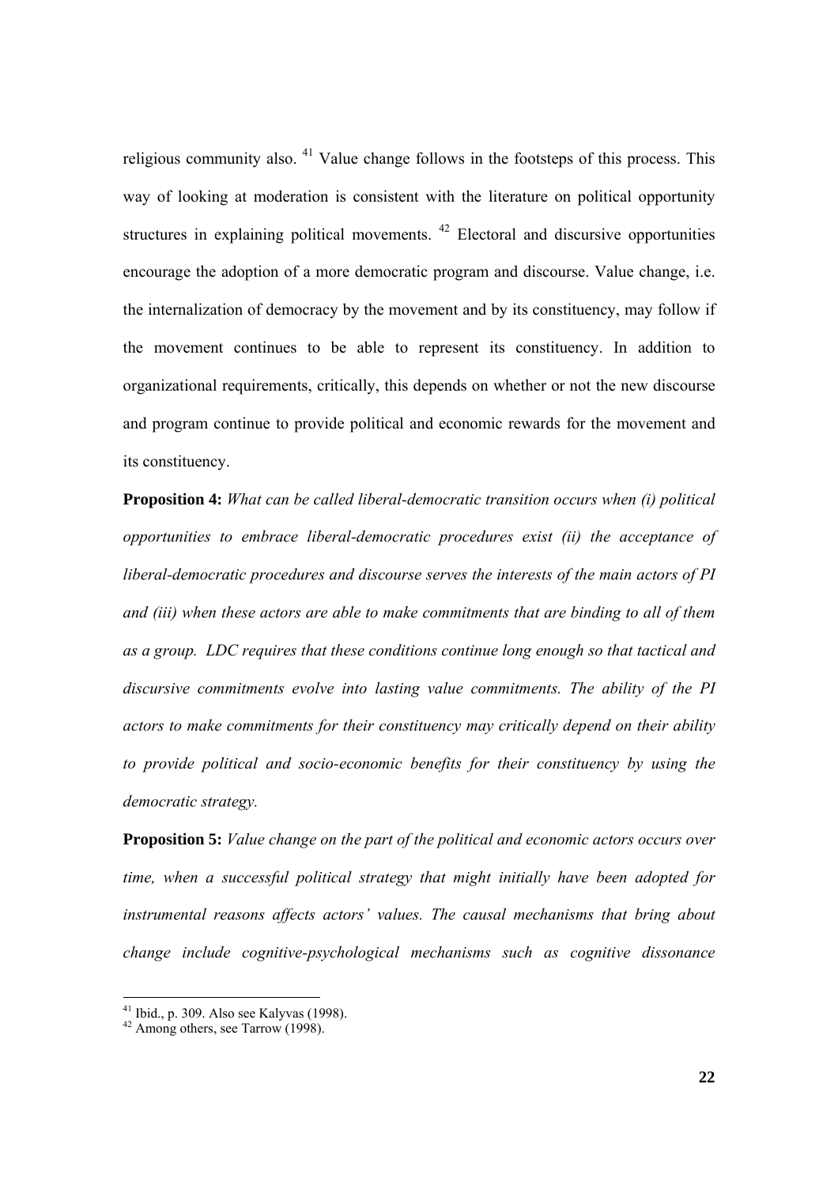religious community also. [41] Value change follows in the footsteps of this process. This way of looking at moderation is consistent with the literature on political opportunity structures in explaining political movements. [42] Electoral and discursive opportunities encourage the adoption of a more democratic program and discourse. Value change, i.e. the internalization of democracy by the movement and by its constituency, may follow if the movement continues to be able to represent its constituency. In addition to organizational requirements, critically, this depends on whether or not the new discourse and program continue to provide political and economic rewards for the movement and its constituency.

**Proposition 4:** *What can be called liberal-democratic transition occurs when (i) political opportunities to embrace liberal-democratic procedures exist (ii) the acceptance of liberal-democratic procedures and discourse serves the interests of the main actors of PI and (iii) when these actors are able to make commitments that are binding to all of them as a group. LDC requires that these conditions continue long enough so that tactical and discursive commitments evolve into lasting value commitments. The ability of the PI actors to make commitments for their constituency may critically depend on their ability to provide political and socio-economic benefits for their constituency by using the democratic strategy.*

**Proposition 5:** *Value change on the part of the political and economic actors occurs over time, when a successful political strategy that might initially have been adopted for instrumental reasons affects actors' values. The causal mechanisms that bring about change include cognitive-psychological mechanisms such as cognitive dissonance*

---

[41] Ibid., p. 309. Also see Kalyvas (1998).

[42] Among others, see Tarrow (1998).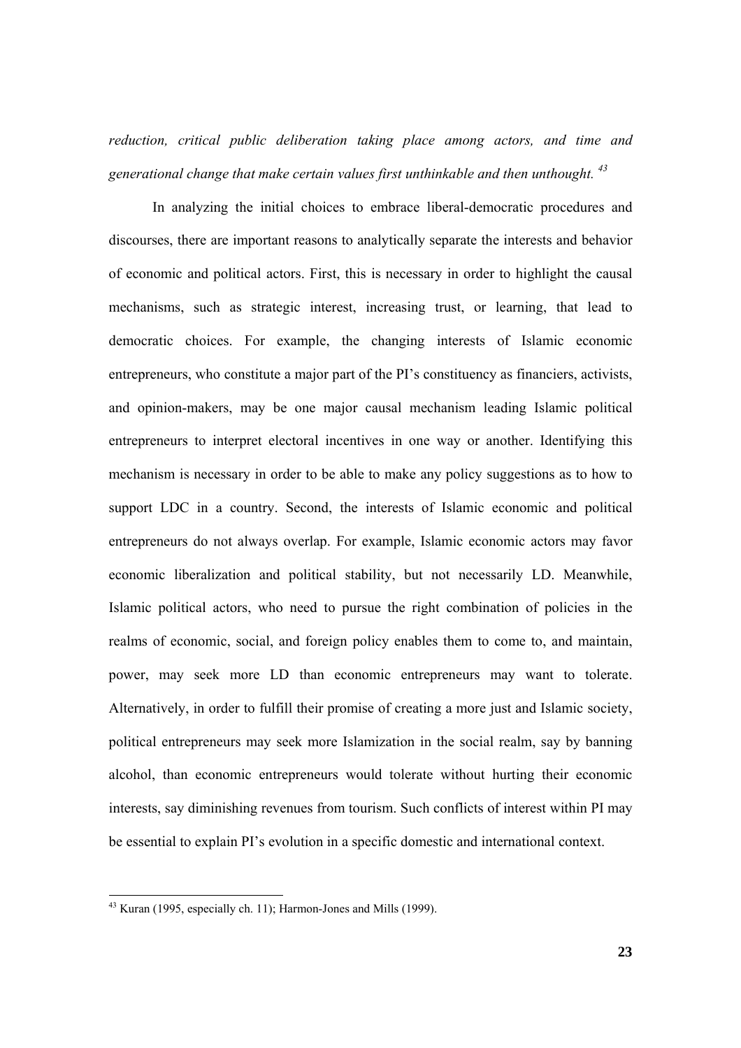*reduction, critical public deliberation taking place among actors, and time and generational change that make certain values first unthinkable and then unthought.* [43]

In analyzing the initial choices to embrace liberal-democratic procedures and discourses, there are important reasons to analytically separate the interests and behavior of economic and political actors. First, this is necessary in order to highlight the causal mechanisms, such as strategic interest, increasing trust, or learning, that lead to democratic choices. For example, the changing interests of Islamic economic entrepreneurs, who constitute a major part of the PI's constituency as financiers, activists, and opinion-makers, may be one major causal mechanism leading Islamic political entrepreneurs to interpret electoral incentives in one way or another. Identifying this mechanism is necessary in order to be able to make any policy suggestions as to how to support LDC in a country. Second, the interests of Islamic economic and political entrepreneurs do not always overlap. For example, Islamic economic actors may favor economic liberalization and political stability, but not necessarily LD. Meanwhile, Islamic political actors, who need to pursue the right combination of policies in the realms of economic, social, and foreign policy enables them to come to, and maintain, power, may seek more LD than economic entrepreneurs may want to tolerate. Alternatively, in order to fulfill their promise of creating a more just and Islamic society, political entrepreneurs may seek more Islamization in the social realm, say by banning alcohol, than economic entrepreneurs would tolerate without hurting their economic interests, say diminishing revenues from tourism. Such conflicts of interest within PI may be essential to explain PI's evolution in a specific domestic and international context.

---

[43] Kuran (1995, especially ch. 11); Harmon-Jones and Mills (1999).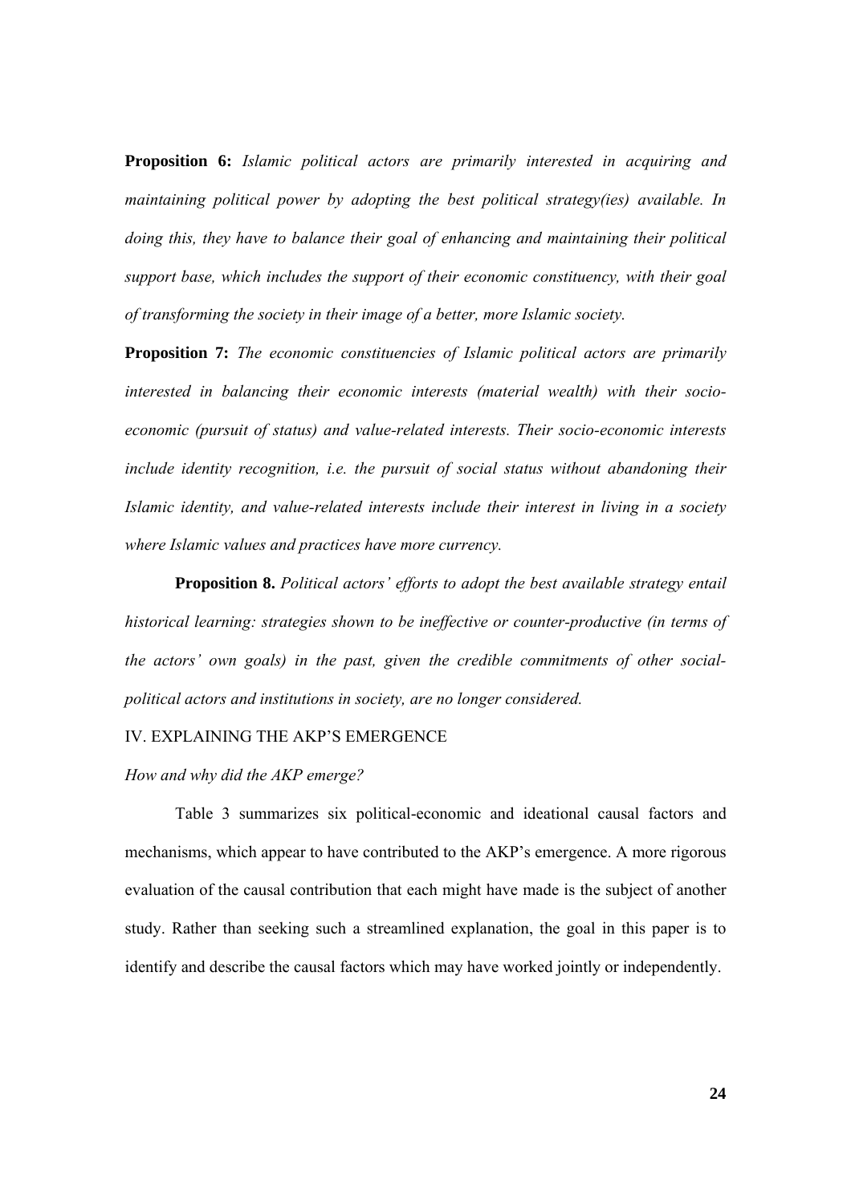**Proposition 6:** *Islamic political actors are primarily interested in acquiring and maintaining political power by adopting the best political strategy(ies) available. In doing this, they have to balance their goal of enhancing and maintaining their political support base, which includes the support of their economic constituency, with their goal of transforming the society in their image of a better, more Islamic society.*

**Proposition 7:** *The economic constituencies of Islamic political actors are primarily interested in balancing their economic interests (material wealth) with their socio-economic (pursuit of status) and value-related interests. Their socio-economic interests include identity recognition, i.e. the pursuit of social status without abandoning their Islamic identity, and value-related interests include their interest in living in a society where Islamic values and practices have more currency.*

**Proposition 8.** *Political actors' efforts to adopt the best available strategy entail historical learning: strategies shown to be ineffective or counter-productive (in terms of the actors' own goals) in the past, given the credible commitments of other social-political actors and institutions in society, are no longer considered.*

## IV. EXPLAINING THE AKP'S EMERGENCE

*How and why did the AKP emerge?*

Table 3 summarizes six political-economic and ideational causal factors and mechanisms, which appear to have contributed to the AKP's emergence. A more rigorous evaluation of the causal contribution that each might have made is the subject of another study. Rather than seeking such a streamlined explanation, the goal in this paper is to identify and describe the causal factors which may have worked jointly or independently.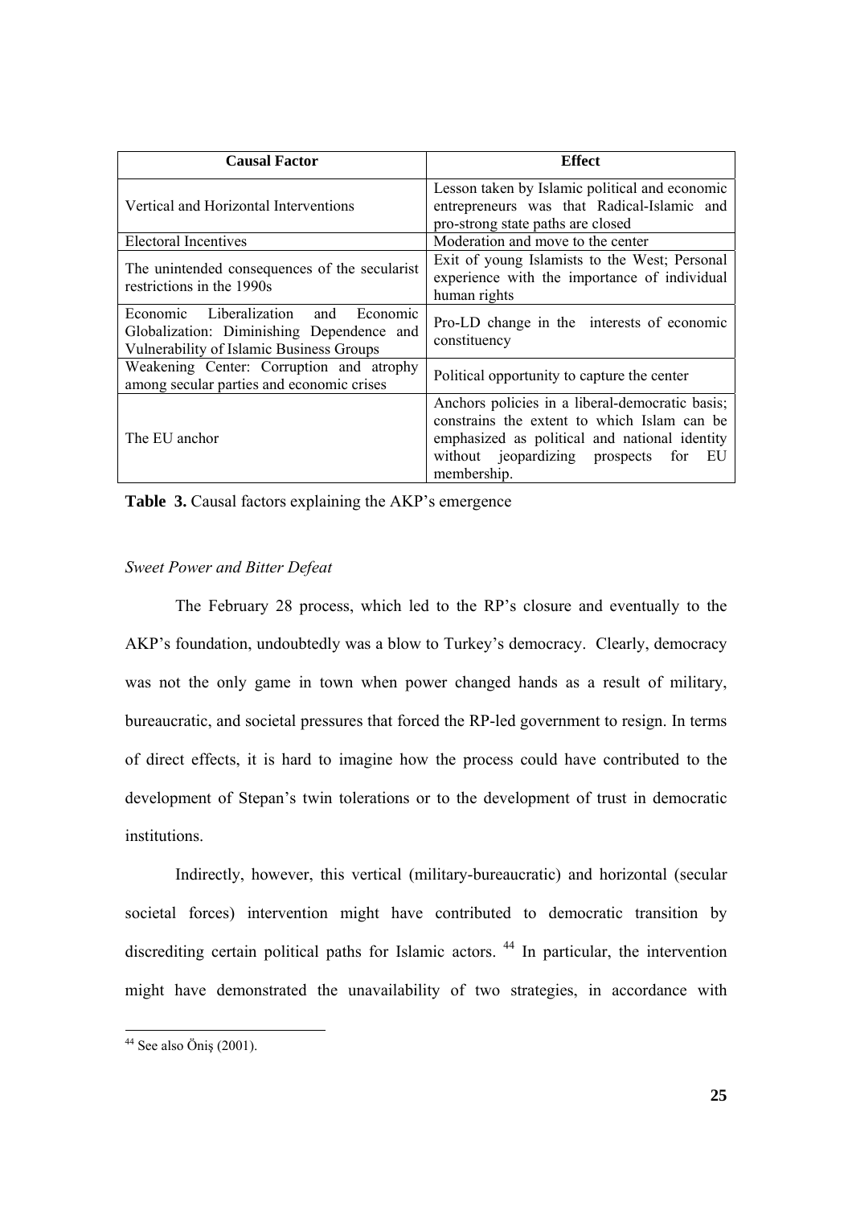| Causal Factor | Effect |
|---|---|
| Vertical and Horizontal Interventions | Lesson taken by Islamic political and economic entrepreneurs was that Radical-Islamic and pro-strong state paths are closed |
| Electoral Incentives | Moderation and move to the center |
| The unintended consequences of the secularist restrictions in the 1990s | Exit of young Islamists to the West; Personal experience with the importance of individual human rights |
| Economic Liberalization and Economic Globalization: Diminishing Dependence and Vulnerability of Islamic Business Groups | Pro-LD change in the interests of economic constituency |
| Weakening Center: Corruption and atrophy among secular parties and economic crises | Political opportunity to capture the center |
| The EU anchor | Anchors policies in a liberal-democratic basis; constrains the extent to which Islam can be emphasized as political and national identity without jeopardizing prospects for EU membership. |

**Table 3.** Causal factors explaining the AKP's emergence

*Sweet Power and Bitter Defeat*

The February 28 process, which led to the RP's closure and eventually to the AKP's foundation, undoubtedly was a blow to Turkey's democracy. Clearly, democracy was not the only game in town when power changed hands as a result of military, bureaucratic, and societal pressures that forced the RP-led government to resign. In terms of direct effects, it is hard to imagine how the process could have contributed to the development of Stepan's twin tolerations or to the development of trust in democratic institutions.

Indirectly, however, this vertical (military-bureaucratic) and horizontal (secular societal forces) intervention might have contributed to democratic transition by discrediting certain political paths for Islamic actors. [44] In particular, the intervention might have demonstrated the unavailability of two strategies, in accordance with

[44] See also Öniş (2001).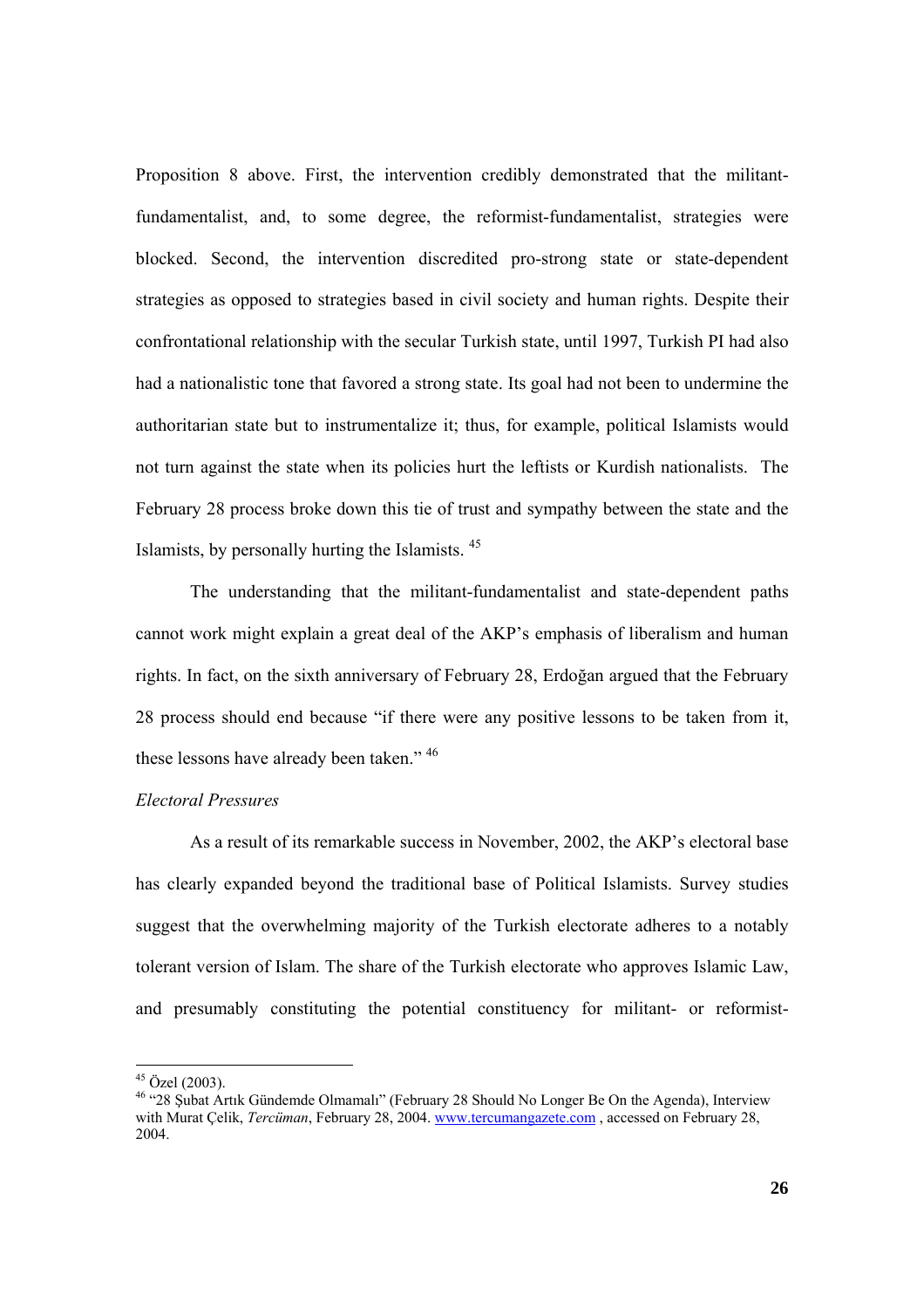Proposition 8 above. First, the intervention credibly demonstrated that the militant-fundamentalist, and, to some degree, the reformist-fundamentalist, strategies were blocked. Second, the intervention discredited pro-strong state or state-dependent strategies as opposed to strategies based in civil society and human rights. Despite their confrontational relationship with the secular Turkish state, until 1997, Turkish PI had also had a nationalistic tone that favored a strong state. Its goal had not been to undermine the authoritarian state but to instrumentalize it; thus, for example, political Islamists would not turn against the state when its policies hurt the leftists or Kurdish nationalists. The February 28 process broke down this tie of trust and sympathy between the state and the Islamists, by personally hurting the Islamists. [45]

The understanding that the militant-fundamentalist and state-dependent paths cannot work might explain a great deal of the AKP's emphasis of liberalism and human rights. In fact, on the sixth anniversary of February 28, Erdoğan argued that the February 28 process should end because "if there were any positive lessons to be taken from it, these lessons have already been taken." [46]

*Electoral Pressures*

As a result of its remarkable success in November, 2002, the AKP's electoral base has clearly expanded beyond the traditional base of Political Islamists. Survey studies suggest that the overwhelming majority of the Turkish electorate adheres to a notably tolerant version of Islam. The share of the Turkish electorate who approves Islamic Law, and presumably constituting the potential constituency for militant- or reformist-

---

[45] Özel (2003).

[46] "28 Şubat Artık Gündemde Olmamalı" (February 28 Should No Longer Be On the Agenda), Interview with Murat Çelik, *Tercüman*, February 28, 2004. www.tercumangazete.com , accessed on February 28, 2004.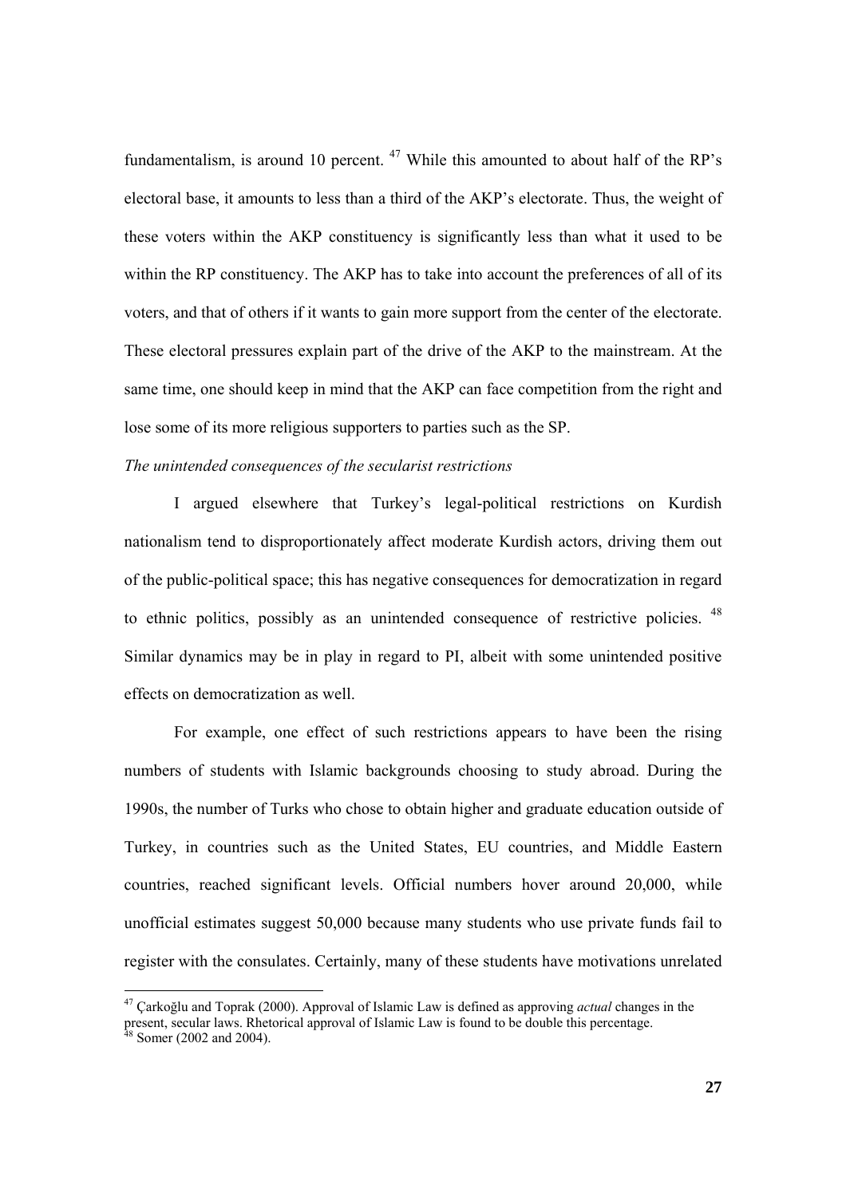fundamentalism, is around 10 percent. [47] While this amounted to about half of the RP's electoral base, it amounts to less than a third of the AKP's electorate. Thus, the weight of these voters within the AKP constituency is significantly less than what it used to be within the RP constituency. The AKP has to take into account the preferences of all of its voters, and that of others if it wants to gain more support from the center of the electorate. These electoral pressures explain part of the drive of the AKP to the mainstream. At the same time, one should keep in mind that the AKP can face competition from the right and lose some of its more religious supporters to parties such as the SP.

*The unintended consequences of the secularist restrictions*

I argued elsewhere that Turkey's legal-political restrictions on Kurdish nationalism tend to disproportionately affect moderate Kurdish actors, driving them out of the public-political space; this has negative consequences for democratization in regard to ethnic politics, possibly as an unintended consequence of restrictive policies. [48] Similar dynamics may be in play in regard to PI, albeit with some unintended positive effects on democratization as well.

For example, one effect of such restrictions appears to have been the rising numbers of students with Islamic backgrounds choosing to study abroad. During the 1990s, the number of Turks who chose to obtain higher and graduate education outside of Turkey, in countries such as the United States, EU countries, and Middle Eastern countries, reached significant levels. Official numbers hover around 20,000, while unofficial estimates suggest 50,000 because many students who use private funds fail to register with the consulates. Certainly, many of these students have motivations unrelated

[47] Çarkoğlu and Toprak (2000). Approval of Islamic Law is defined as approving *actual* changes in the present, secular laws. Rhetorical approval of Islamic Law is found to be double this percentage.

[48] Somer (2002 and 2004).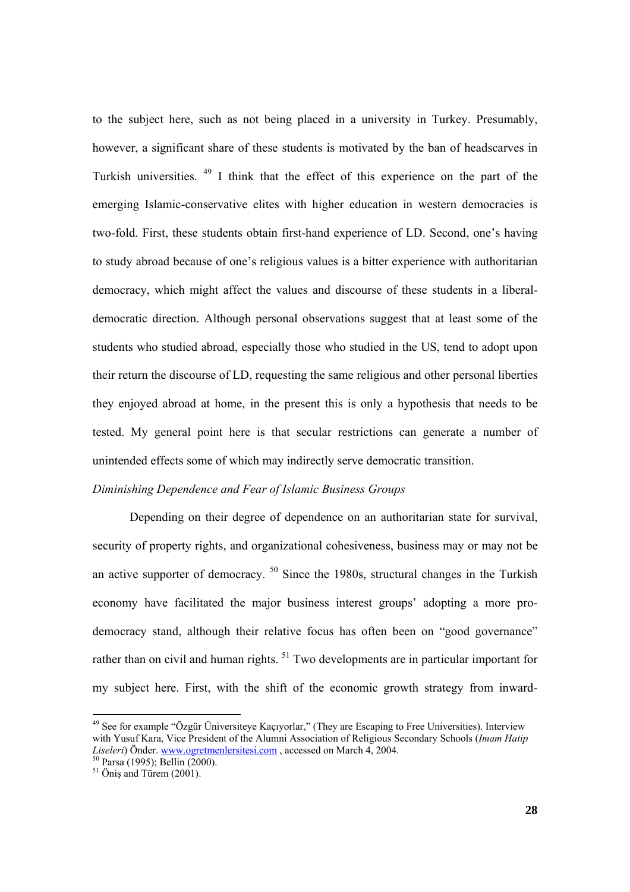to the subject here, such as not being placed in a university in Turkey. Presumably, however, a significant share of these students is motivated by the ban of headscarves in Turkish universities. [49] I think that the effect of this experience on the part of the emerging Islamic-conservative elites with higher education in western democracies is two-fold. First, these students obtain first-hand experience of LD. Second, one's having to study abroad because of one's religious values is a bitter experience with authoritarian democracy, which might affect the values and discourse of these students in a liberal-democratic direction. Although personal observations suggest that at least some of the students who studied abroad, especially those who studied in the US, tend to adopt upon their return the discourse of LD, requesting the same religious and other personal liberties they enjoyed abroad at home, in the present this is only a hypothesis that needs to be tested. My general point here is that secular restrictions can generate a number of unintended effects some of which may indirectly serve democratic transition.

*Diminishing Dependence and Fear of Islamic Business Groups*

Depending on their degree of dependence on an authoritarian state for survival, security of property rights, and organizational cohesiveness, business may or may not be an active supporter of democracy. [50] Since the 1980s, structural changes in the Turkish economy have facilitated the major business interest groups' adopting a more pro-democracy stand, although their relative focus has often been on "good governance" rather than on civil and human rights. [51] Two developments are in particular important for my subject here. First, with the shift of the economic growth strategy from inward-

---

[49] See for example "Özgür Üniversiteye Kaçıyorlar," (They are Escaping to Free Universities). Interview with Yusuf Kara, Vice President of the Alumni Association of Religious Secondary Schools (*Imam Hatip Liseleri*) Önder. www.ogretmenlersitesi.com , accessed on March 4, 2004.

[50] Parsa (1995); Bellin (2000).

[51] Öniş and Türem (2001).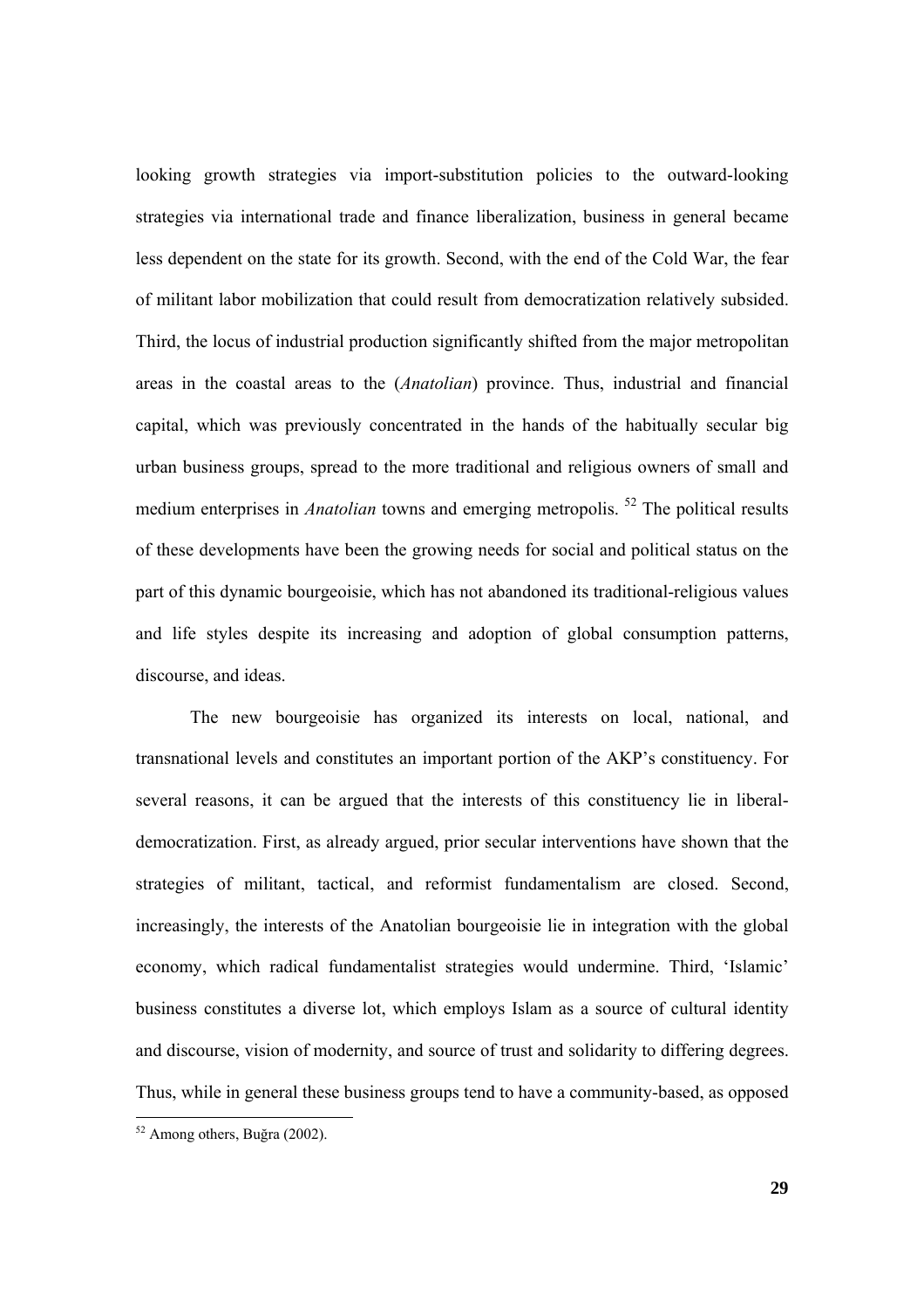looking growth strategies via import-substitution policies to the outward-looking strategies via international trade and finance liberalization, business in general became less dependent on the state for its growth. Second, with the end of the Cold War, the fear of militant labor mobilization that could result from democratization relatively subsided. Third, the locus of industrial production significantly shifted from the major metropolitan areas in the coastal areas to the (*Anatolian*) province. Thus, industrial and financial capital, which was previously concentrated in the hands of the habitually secular big urban business groups, spread to the more traditional and religious owners of small and medium enterprises in *Anatolian* towns and emerging metropolis. [52] The political results of these developments have been the growing needs for social and political status on the part of this dynamic bourgeoisie, which has not abandoned its traditional-religious values and life styles despite its increasing and adoption of global consumption patterns, discourse, and ideas.

The new bourgeoisie has organized its interests on local, national, and transnational levels and constitutes an important portion of the AKP's constituency. For several reasons, it can be argued that the interests of this constituency lie in liberal-democratization. First, as already argued, prior secular interventions have shown that the strategies of militant, tactical, and reformist fundamentalism are closed. Second, increasingly, the interests of the Anatolian bourgeoisie lie in integration with the global economy, which radical fundamentalist strategies would undermine. Third, 'Islamic' business constitutes a diverse lot, which employs Islam as a source of cultural identity and discourse, vision of modernity, and source of trust and solidarity to differing degrees. Thus, while in general these business groups tend to have a community-based, as opposed

[52] Among others, Buğra (2002).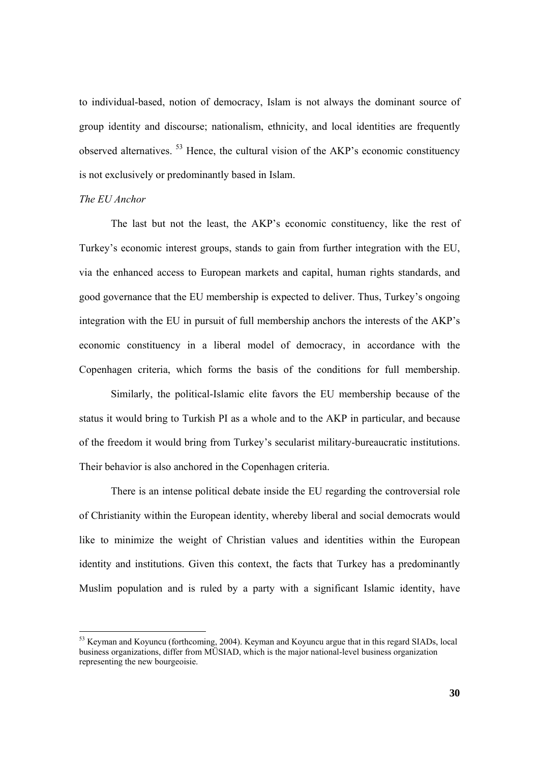to individual-based, notion of democracy, Islam is not always the dominant source of group identity and discourse; nationalism, ethnicity, and local identities are frequently observed alternatives. [53] Hence, the cultural vision of the AKP's economic constituency is not exclusively or predominantly based in Islam.

*The EU Anchor*

The last but not the least, the AKP's economic constituency, like the rest of Turkey's economic interest groups, stands to gain from further integration with the EU, via the enhanced access to European markets and capital, human rights standards, and good governance that the EU membership is expected to deliver. Thus, Turkey's ongoing integration with the EU in pursuit of full membership anchors the interests of the AKP's economic constituency in a liberal model of democracy, in accordance with the Copenhagen criteria, which forms the basis of the conditions for full membership.

Similarly, the political-Islamic elite favors the EU membership because of the status it would bring to Turkish PI as a whole and to the AKP in particular, and because of the freedom it would bring from Turkey's secularist military-bureaucratic institutions. Their behavior is also anchored in the Copenhagen criteria.

There is an intense political debate inside the EU regarding the controversial role of Christianity within the European identity, whereby liberal and social democrats would like to minimize the weight of Christian values and identities within the European identity and institutions. Given this context, the facts that Turkey has a predominantly Muslim population and is ruled by a party with a significant Islamic identity, have

---

[53] Keyman and Koyuncu (forthcoming, 2004). Keyman and Koyuncu argue that in this regard SIADs, local business organizations, differ from MÜSIAD, which is the major national-level business organization representing the new bourgeoisie.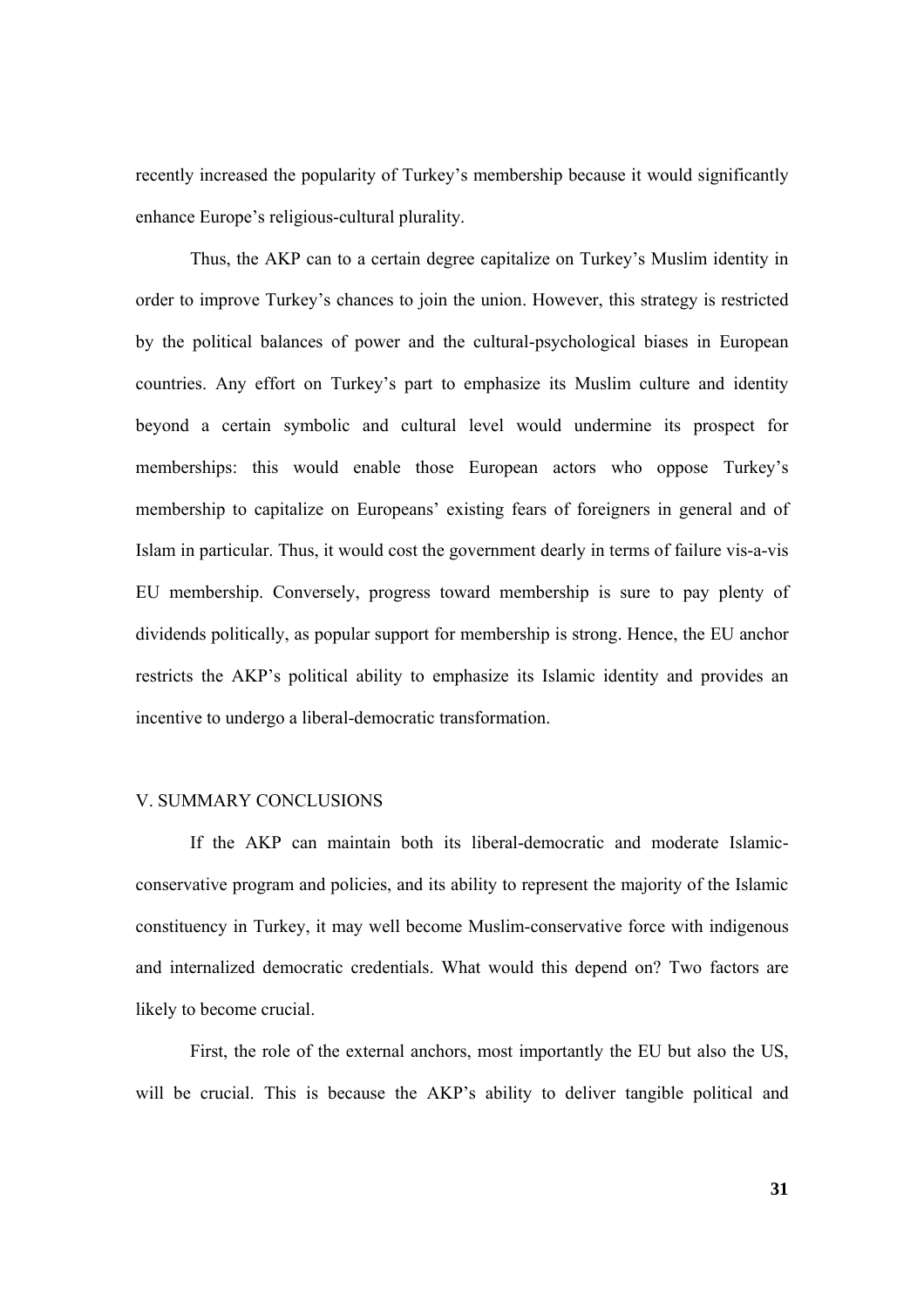recently increased the popularity of Turkey's membership because it would significantly enhance Europe's religious-cultural plurality.

Thus, the AKP can to a certain degree capitalize on Turkey's Muslim identity in order to improve Turkey's chances to join the union. However, this strategy is restricted by the political balances of power and the cultural-psychological biases in European countries. Any effort on Turkey's part to emphasize its Muslim culture and identity beyond a certain symbolic and cultural level would undermine its prospect for memberships: this would enable those European actors who oppose Turkey's membership to capitalize on Europeans' existing fears of foreigners in general and of Islam in particular. Thus, it would cost the government dearly in terms of failure vis-a-vis EU membership. Conversely, progress toward membership is sure to pay plenty of dividends politically, as popular support for membership is strong. Hence, the EU anchor restricts the AKP's political ability to emphasize its Islamic identity and provides an incentive to undergo a liberal-democratic transformation.

## V. SUMMARY CONCLUSIONS

If the AKP can maintain both its liberal-democratic and moderate Islamic-conservative program and policies, and its ability to represent the majority of the Islamic constituency in Turkey, it may well become Muslim-conservative force with indigenous and internalized democratic credentials. What would this depend on? Two factors are likely to become crucial.

First, the role of the external anchors, most importantly the EU but also the US, will be crucial. This is because the AKP's ability to deliver tangible political and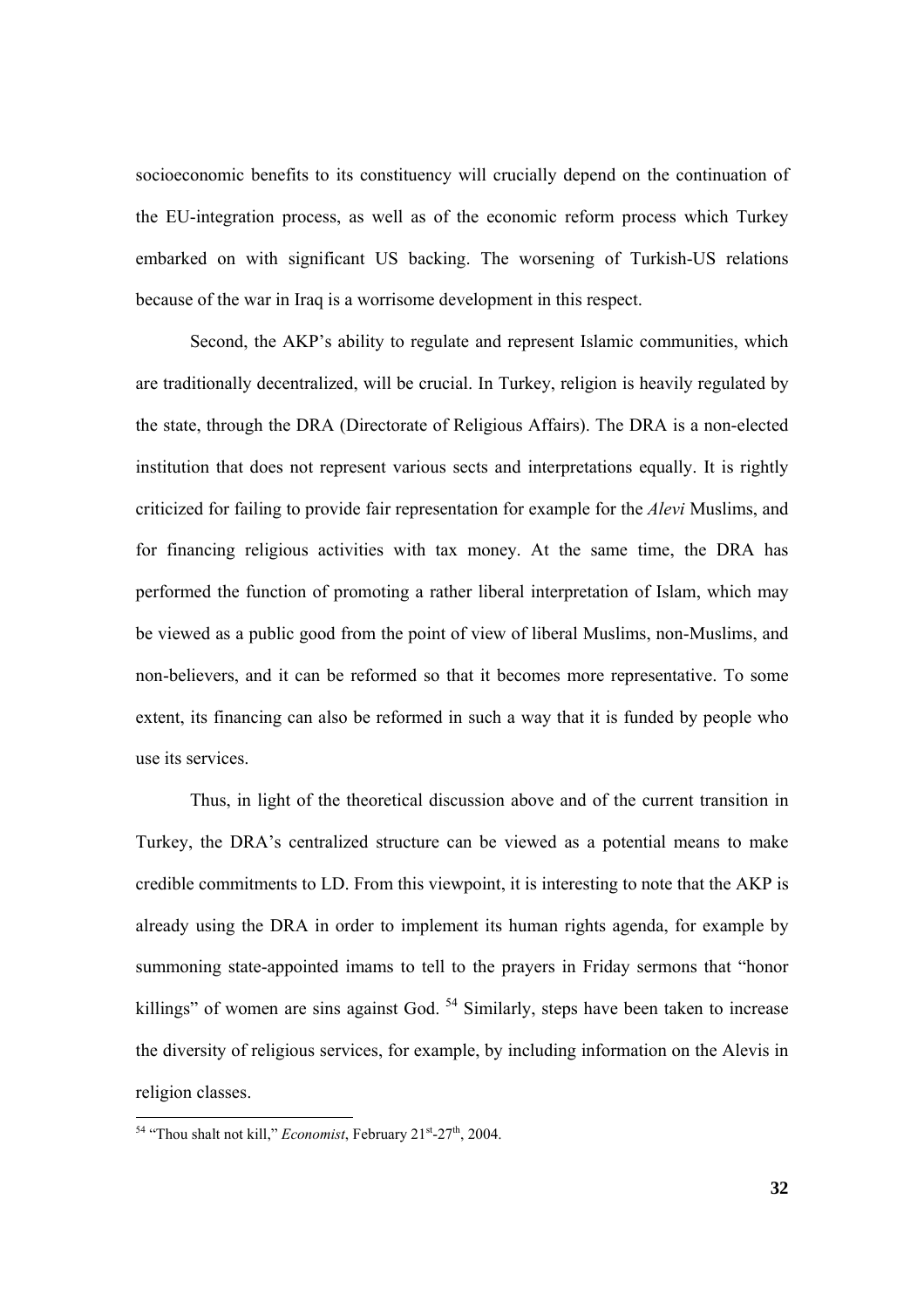socioeconomic benefits to its constituency will crucially depend on the continuation of the EU-integration process, as well as of the economic reform process which Turkey embarked on with significant US backing. The worsening of Turkish-US relations because of the war in Iraq is a worrisome development in this respect.

Second, the AKP's ability to regulate and represent Islamic communities, which are traditionally decentralized, will be crucial. In Turkey, religion is heavily regulated by the state, through the DRA (Directorate of Religious Affairs). The DRA is a non-elected institution that does not represent various sects and interpretations equally. It is rightly criticized for failing to provide fair representation for example for the *Alevi* Muslims, and for financing religious activities with tax money. At the same time, the DRA has performed the function of promoting a rather liberal interpretation of Islam, which may be viewed as a public good from the point of view of liberal Muslims, non-Muslims, and non-believers, and it can be reformed so that it becomes more representative. To some extent, its financing can also be reformed in such a way that it is funded by people who use its services.

Thus, in light of the theoretical discussion above and of the current transition in Turkey, the DRA's centralized structure can be viewed as a potential means to make credible commitments to LD. From this viewpoint, it is interesting to note that the AKP is already using the DRA in order to implement its human rights agenda, for example by summoning state-appointed imams to tell to the prayers in Friday sermons that "honor killings" of women are sins against God. [54] Similarly, steps have been taken to increase the diversity of religious services, for example, by including information on the Alevis in religion classes.

[54] "Thou shalt not kill," *Economist*, February 21st-27th, 2004.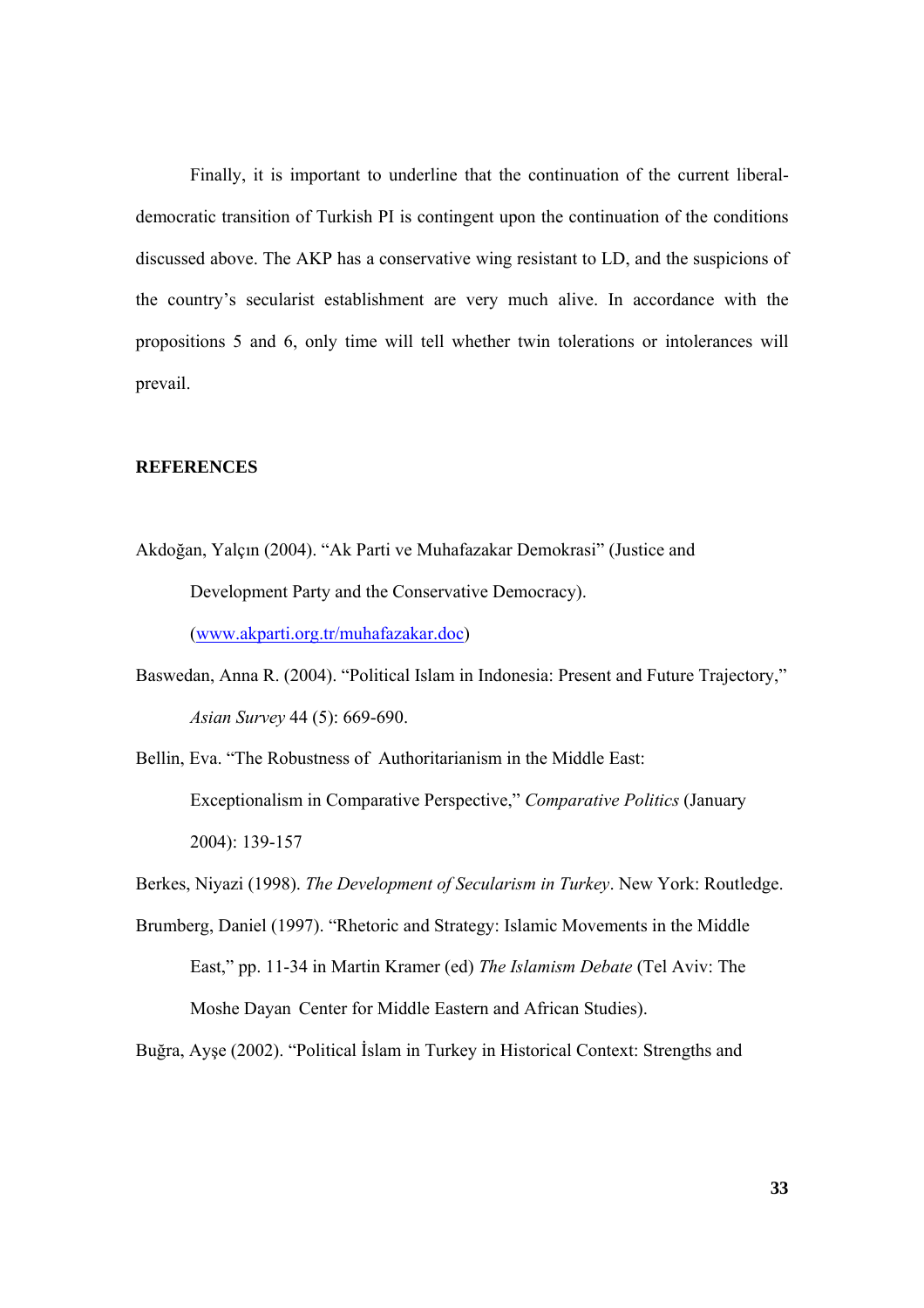Finally, it is important to underline that the continuation of the current liberal-democratic transition of Turkish PI is contingent upon the continuation of the conditions discussed above. The AKP has a conservative wing resistant to LD, and the suspicions of the country's secularist establishment are very much alive. In accordance with the propositions 5 and 6, only time will tell whether twin tolerations or intolerances will prevail.

**REFERENCES**

Akdoğan, Yalçın (2004). "Ak Parti ve Muhafazakar Demokrasi" (Justice and Development Party and the Conservative Democracy). (www.akparti.org.tr/muhafazakar.doc)

Baswedan, Anna R. (2004). "Political Islam in Indonesia: Present and Future Trajectory," *Asian Survey* 44 (5): 669-690.

Bellin, Eva. "The Robustness of Authoritarianism in the Middle East: Exceptionalism in Comparative Perspective," *Comparative Politics* (January 2004): 139-157

Berkes, Niyazi (1998). *The Development of Secularism in Turkey*. New York: Routledge.

Brumberg, Daniel (1997). "Rhetoric and Strategy: Islamic Movements in the Middle East," pp. 11-34 in Martin Kramer (ed) *The Islamism Debate* (Tel Aviv: The Moshe Dayan Center for Middle Eastern and African Studies).

Buğra, Ayşe (2002). "Political İslam in Turkey in Historical Context: Strengths and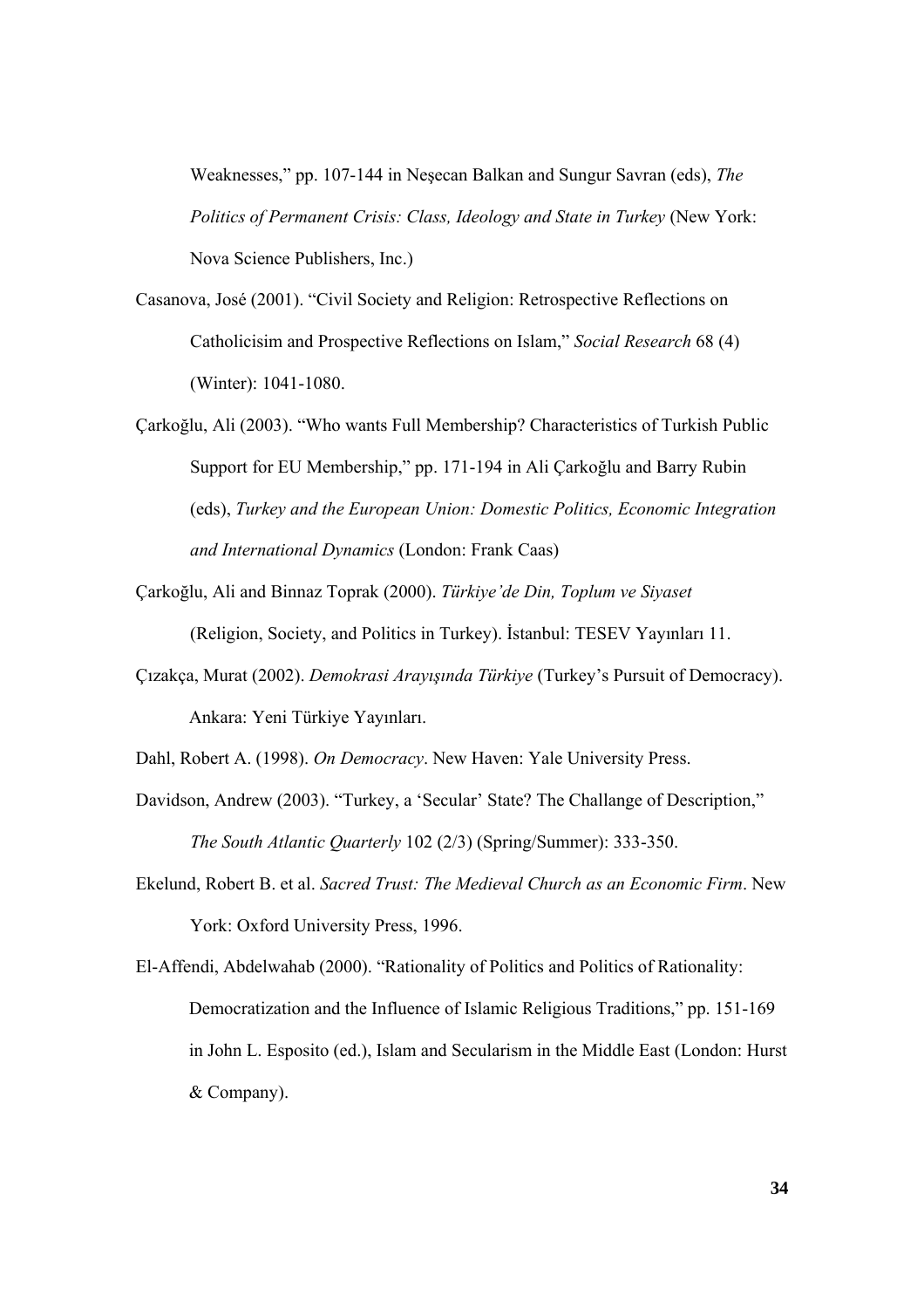Weaknesses," pp. 107-144 in Neşecan Balkan and Sungur Savran (eds), *The Politics of Permanent Crisis: Class, Ideology and State in Turkey* (New York: Nova Science Publishers, Inc.)

Casanova, José (2001). "Civil Society and Religion: Retrospective Reflections on Catholicisim and Prospective Reflections on Islam," *Social Research* 68 (4) (Winter): 1041-1080.

Çarkoğlu, Ali (2003). "Who wants Full Membership? Characteristics of Turkish Public Support for EU Membership," pp. 171-194 in Ali Çarkoğlu and Barry Rubin (eds), *Turkey and the European Union: Domestic Politics, Economic Integration and International Dynamics* (London: Frank Caas)

Çarkoğlu, Ali and Binnaz Toprak (2000). *Türkiye'de Din, Toplum ve Siyaset* (Religion, Society, and Politics in Turkey). İstanbul: TESEV Yayınları 11.

Çızakça, Murat (2002). *Demokrasi Arayışında Türkiye* (Turkey's Pursuit of Democracy). Ankara: Yeni Türkiye Yayınları.

Dahl, Robert A. (1998). *On Democracy*. New Haven: Yale University Press.

Davidson, Andrew (2003). "Turkey, a 'Secular' State? The Challange of Description," *The South Atlantic Quarterly* 102 (2/3) (Spring/Summer): 333-350.

Ekelund, Robert B. et al. *Sacred Trust: The Medieval Church as an Economic Firm*. New York: Oxford University Press, 1996.

El-Affendi, Abdelwahab (2000). "Rationality of Politics and Politics of Rationality: Democratization and the Influence of Islamic Religious Traditions," pp. 151-169 in John L. Esposito (ed.), Islam and Secularism in the Middle East (London: Hurst & Company).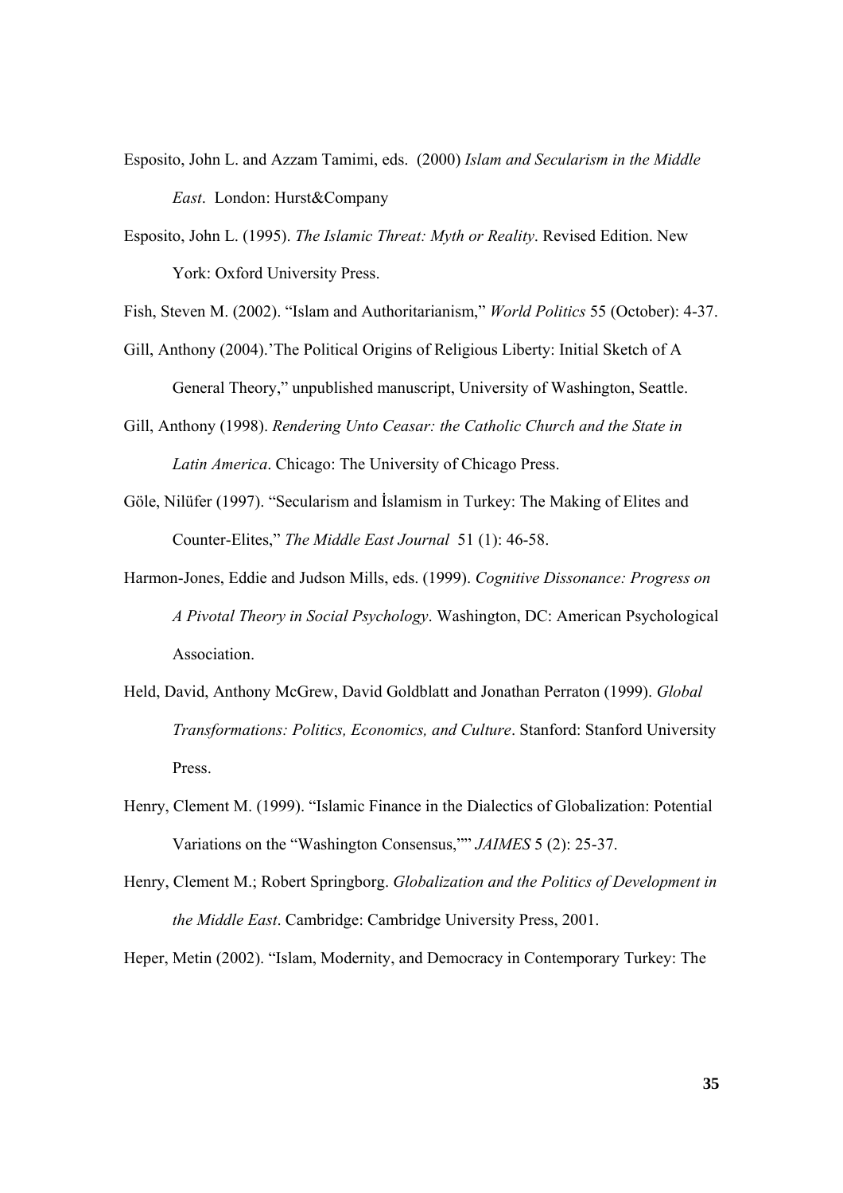Esposito, John L. and Azzam Tamimi, eds. (2000) *Islam and Secularism in the Middle East*. London: Hurst&Company

Esposito, John L. (1995). *The Islamic Threat: Myth or Reality*. Revised Edition. New York: Oxford University Press.

Fish, Steven M. (2002). "Islam and Authoritarianism," *World Politics* 55 (October): 4-37.

Gill, Anthony (2004).'The Political Origins of Religious Liberty: Initial Sketch of A General Theory," unpublished manuscript, University of Washington, Seattle.

Gill, Anthony (1998). *Rendering Unto Ceasar: the Catholic Church and the State in Latin America*. Chicago: The University of Chicago Press.

Göle, Nilüfer (1997). "Secularism and İslamism in Turkey: The Making of Elites and Counter-Elites," *The Middle East Journal* 51 (1): 46-58.

Harmon-Jones, Eddie and Judson Mills, eds. (1999). *Cognitive Dissonance: Progress on A Pivotal Theory in Social Psychology*. Washington, DC: American Psychological Association.

Held, David, Anthony McGrew, David Goldblatt and Jonathan Perraton (1999). *Global Transformations: Politics, Economics, and Culture*. Stanford: Stanford University Press.

Henry, Clement M. (1999). "Islamic Finance in the Dialectics of Globalization: Potential Variations on the "Washington Consensus,"" *JAIMES* 5 (2): 25-37.

Henry, Clement M.; Robert Springborg. *Globalization and the Politics of Development in the Middle East*. Cambridge: Cambridge University Press, 2001.

Heper, Metin (2002). "Islam, Modernity, and Democracy in Contemporary Turkey: The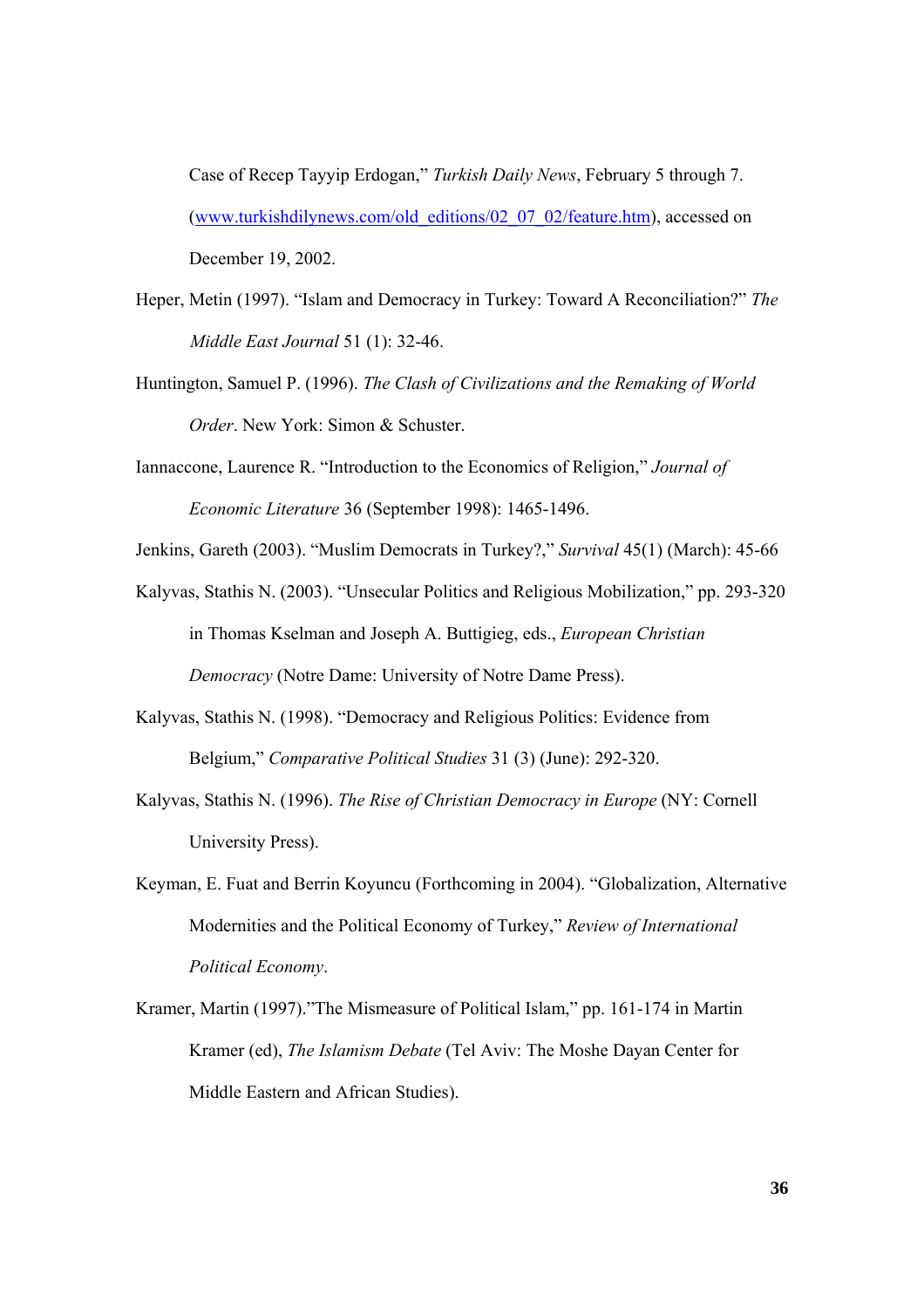Case of Recep Tayyip Erdogan," *Turkish Daily News*, February 5 through 7. (www.turkishdilynews.com/old_editions/02_07_02/feature.htm), accessed on December 19, 2002.

Heper, Metin (1997). "Islam and Democracy in Turkey: Toward A Reconciliation?" *The Middle East Journal* 51 (1): 32-46.

Huntington, Samuel P. (1996). *The Clash of Civilizations and the Remaking of World Order*. New York: Simon & Schuster.

Iannaccone, Laurence R. "Introduction to the Economics of Religion," *Journal of Economic Literature* 36 (September 1998): 1465-1496.

Jenkins, Gareth (2003). "Muslim Democrats in Turkey?," *Survival* 45(1) (March): 45-66

Kalyvas, Stathis N. (2003). "Unsecular Politics and Religious Mobilization," pp. 293-320 in Thomas Kselman and Joseph A. Buttigieg, eds., *European Christian Democracy* (Notre Dame: University of Notre Dame Press).

Kalyvas, Stathis N. (1998). "Democracy and Religious Politics: Evidence from Belgium," *Comparative Political Studies* 31 (3) (June): 292-320.

Kalyvas, Stathis N. (1996). *The Rise of Christian Democracy in Europe* (NY: Cornell University Press).

Keyman, E. Fuat and Berrin Koyuncu (Forthcoming in 2004). "Globalization, Alternative Modernities and the Political Economy of Turkey," *Review of International Political Economy*.

Kramer, Martin (1997)."The Mismeasure of Political Islam," pp. 161-174 in Martin Kramer (ed), *The Islamism Debate* (Tel Aviv: The Moshe Dayan Center for Middle Eastern and African Studies).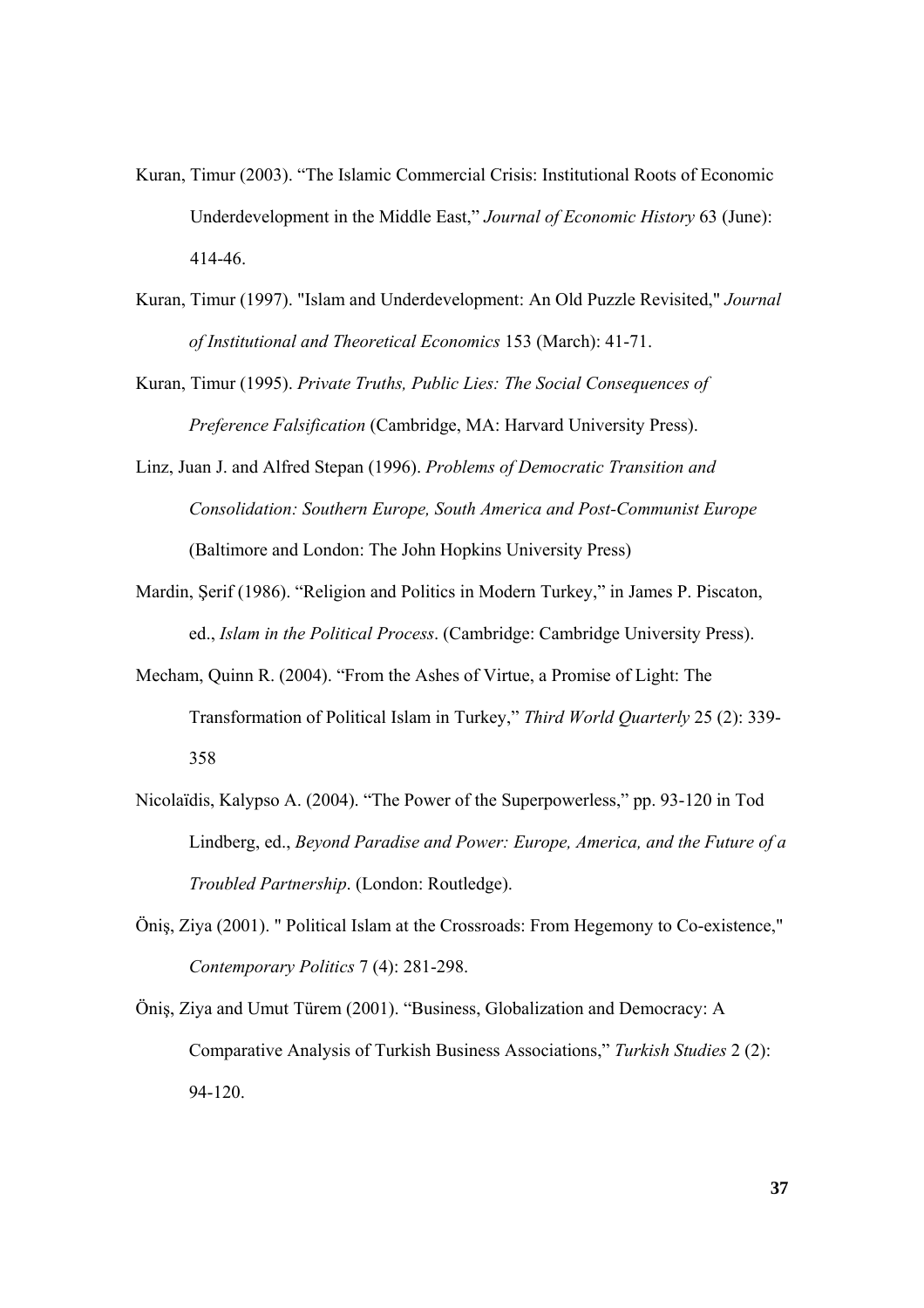Kuran, Timur (2003). "The Islamic Commercial Crisis: Institutional Roots of Economic Underdevelopment in the Middle East," *Journal of Economic History* 63 (June): 414-46.

Kuran, Timur (1997). "Islam and Underdevelopment: An Old Puzzle Revisited," *Journal of Institutional and Theoretical Economics* 153 (March): 41-71.

Kuran, Timur (1995). *Private Truths, Public Lies: The Social Consequences of Preference Falsification* (Cambridge, MA: Harvard University Press).

Linz, Juan J. and Alfred Stepan (1996). *Problems of Democratic Transition and Consolidation: Southern Europe, South America and Post-Communist Europe* (Baltimore and London: The John Hopkins University Press)

Mardin, Şerif (1986). "Religion and Politics in Modern Turkey," in James P. Piscaton, ed., *Islam in the Political Process*. (Cambridge: Cambridge University Press).

Mecham, Quinn R. (2004). "From the Ashes of Virtue, a Promise of Light: The Transformation of Political Islam in Turkey," *Third World Quarterly* 25 (2): 339-358

Nicolaïdis, Kalypso A. (2004). "The Power of the Superpowerless," pp. 93-120 in Tod Lindberg, ed., *Beyond Paradise and Power: Europe, America, and the Future of a Troubled Partnership*. (London: Routledge).

Öniş, Ziya (2001). " Political Islam at the Crossroads: From Hegemony to Co-existence," *Contemporary Politics* 7 (4): 281-298.

Öniş, Ziya and Umut Türem (2001). "Business, Globalization and Democracy: A Comparative Analysis of Turkish Business Associations," *Turkish Studies* 2 (2): 94-120.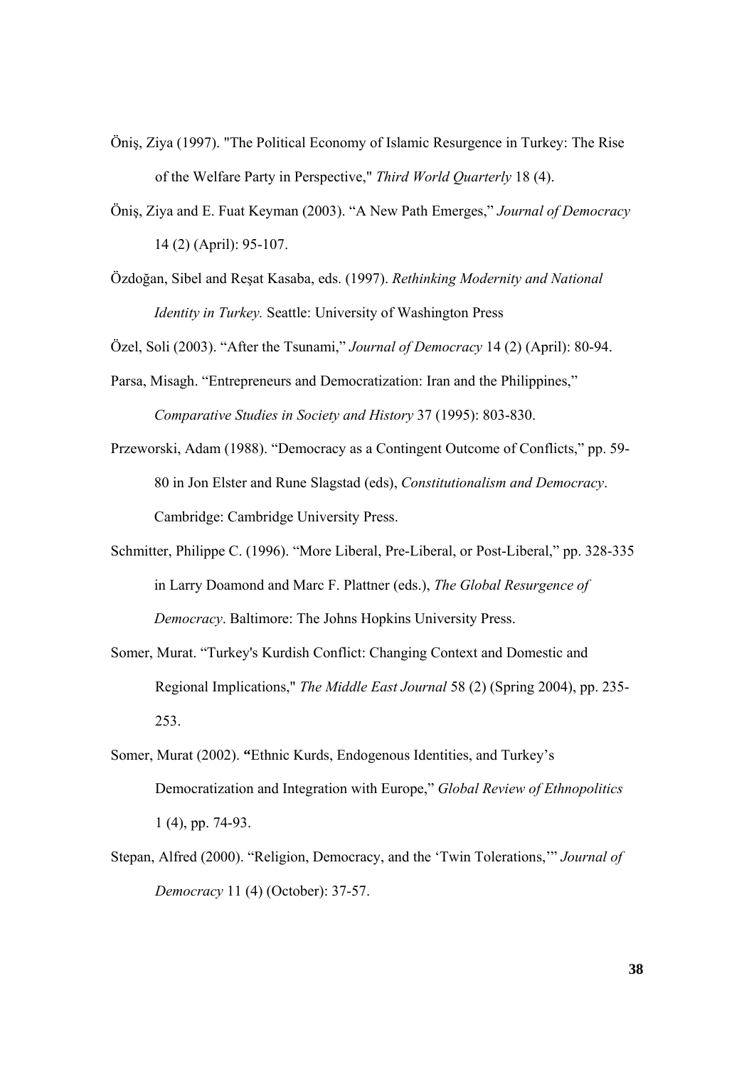Öniş, Ziya (1997). "The Political Economy of Islamic Resurgence in Turkey: The Rise of the Welfare Party in Perspective," *Third World Quarterly* 18 (4).

Öniş, Ziya and E. Fuat Keyman (2003). "A New Path Emerges," *Journal of Democracy* 14 (2) (April): 95-107.

Özdoğan, Sibel and Reşat Kasaba, eds. (1997). *Rethinking Modernity and National Identity in Turkey.* Seattle: University of Washington Press

Özel, Soli (2003). "After the Tsunami," *Journal of Democracy* 14 (2) (April): 80-94.

Parsa, Misagh. "Entrepreneurs and Democratization: Iran and the Philippines," *Comparative Studies in Society and History* 37 (1995): 803-830.

Przeworski, Adam (1988). "Democracy as a Contingent Outcome of Conflicts," pp. 59-80 in Jon Elster and Rune Slagstad (eds), *Constitutionalism and Democracy*. Cambridge: Cambridge University Press.

Schmitter, Philippe C. (1996). "More Liberal, Pre-Liberal, or Post-Liberal," pp. 328-335 in Larry Doamond and Marc F. Plattner (eds.), *The Global Resurgence of Democracy*. Baltimore: The Johns Hopkins University Press.

Somer, Murat. "Turkey's Kurdish Conflict: Changing Context and Domestic and Regional Implications," *The Middle East Journal* 58 (2) (Spring 2004), pp. 235-253.

Somer, Murat (2002). **"**Ethnic Kurds, Endogenous Identities, and Turkey's Democratization and Integration with Europe," *Global Review of Ethnopolitics* 1 (4), pp. 74-93.

Stepan, Alfred (2000). "Religion, Democracy, and the 'Twin Tolerations,'" *Journal of Democracy* 11 (4) (October): 37-57.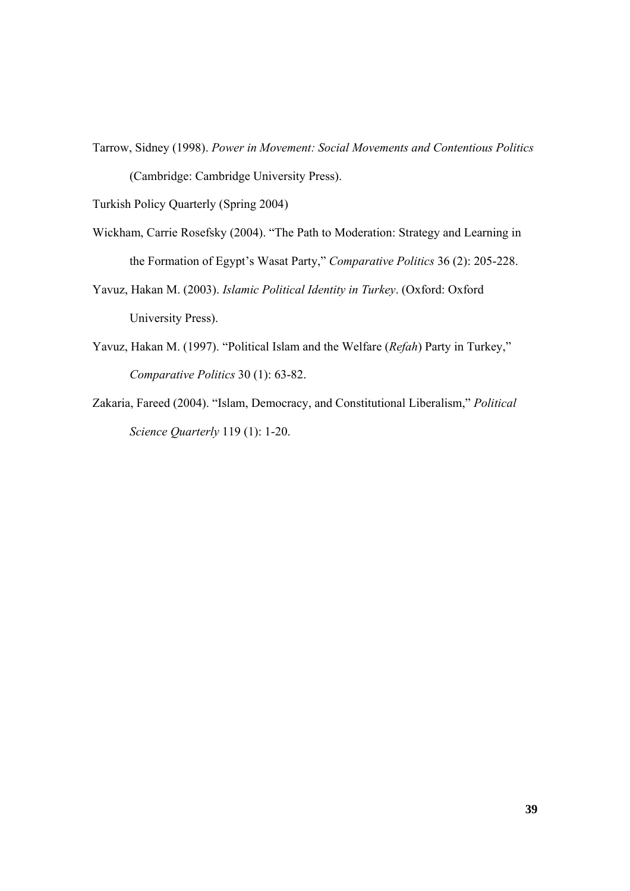Tarrow, Sidney (1998). *Power in Movement: Social Movements and Contentious Politics* (Cambridge: Cambridge University Press).

Turkish Policy Quarterly (Spring 2004)

Wickham, Carrie Rosefsky (2004). "The Path to Moderation: Strategy and Learning in the Formation of Egypt's Wasat Party," *Comparative Politics* 36 (2): 205-228.

Yavuz, Hakan M. (2003). *Islamic Political Identity in Turkey*. (Oxford: Oxford University Press).

Yavuz, Hakan M. (1997). "Political Islam and the Welfare (*Refah*) Party in Turkey," *Comparative Politics* 30 (1): 63-82.

Zakaria, Fareed (2004). "Islam, Democracy, and Constitutional Liberalism," *Political Science Quarterly* 119 (1): 1-20.